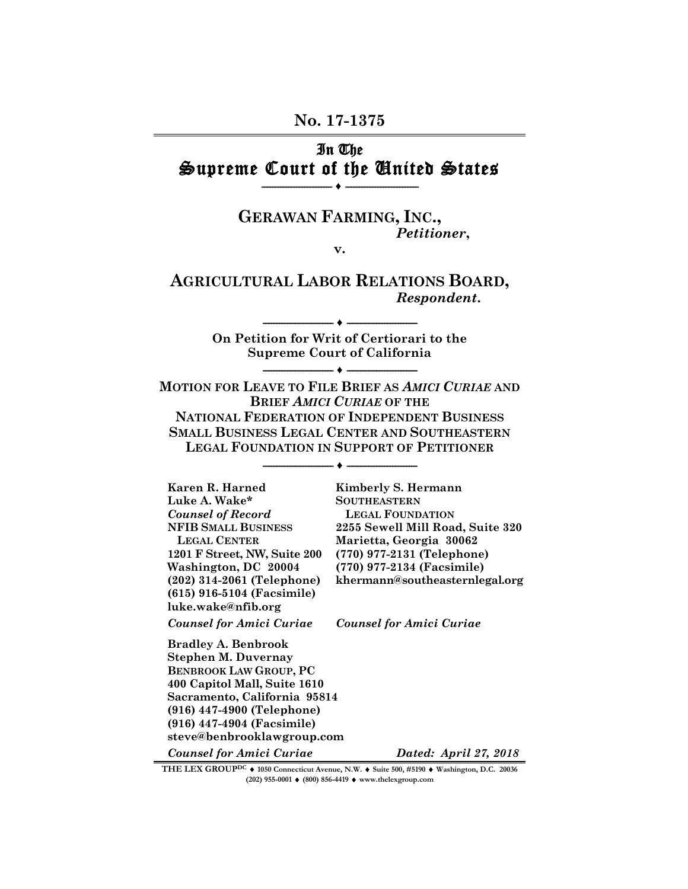**No. 17-1375**

# In The Supreme Court of the United States

♦

**GERAWAN FARMING, INC.,**
*Petitioner*,

**v.**

**AGRICULTURAL LABOR RELATIONS BOARD,**
*Respondent*.

♦

**On Petition for Writ of Certiorari to the Supreme Court of California**

♦

**MOTION FOR LEAVE TO FILE BRIEF AS *AMICI CURIAE* AND BRIEF *AMICI CURIAE* OF THE NATIONAL FEDERATION OF INDEPENDENT BUSINESS SMALL BUSINESS LEGAL CENTER AND SOUTHEASTERN LEGAL FOUNDATION IN SUPPORT OF PETITIONER**

♦

**Karen R. Harned**
**Luke A. Wake***
***Counsel of Record***
**NFIB SMALL BUSINESS LEGAL CENTER**
**1201 F Street, NW, Suite 200**
**Washington, DC 20004**
**(202) 314-2061 (Telephone)**
**(615) 916-5104 (Facsimile)**
**luke.wake@nfib.org**

***Counsel for Amici Curiae***

**Kimberly S. Hermann**
**SOUTHEASTERN LEGAL FOUNDATION**
**2255 Sewell Mill Road, Suite 320**
**Marietta, Georgia 30062**
**(770) 977-2131 (Telephone)**
**(770) 977-2134 (Facsimile)**
**khermann@southeasternlegal.org**

***Counsel for Amici Curiae***

**Bradley A. Benbrook**
**Stephen M. Duvernay**
**BENBROOK LAW GROUP, PC**
**400 Capitol Mall, Suite 1610**
**Sacramento, California 95814**
**(916) 447-4900 (Telephone)**
**(916) 447-4904 (Facsimile)**
**steve@benbrooklawgroup.com**

***Counsel for Amici Curiae***

***Dated: April 27, 2018***

THE LEX GROUP[DC] ♦ 1050 Connecticut Avenue, N.W. ♦ Suite 500, #5190 ♦ Washington, D.C. 20036
(202) 955-0001 ♦ (800) 856-4419 ♦ www.thelexgroup.com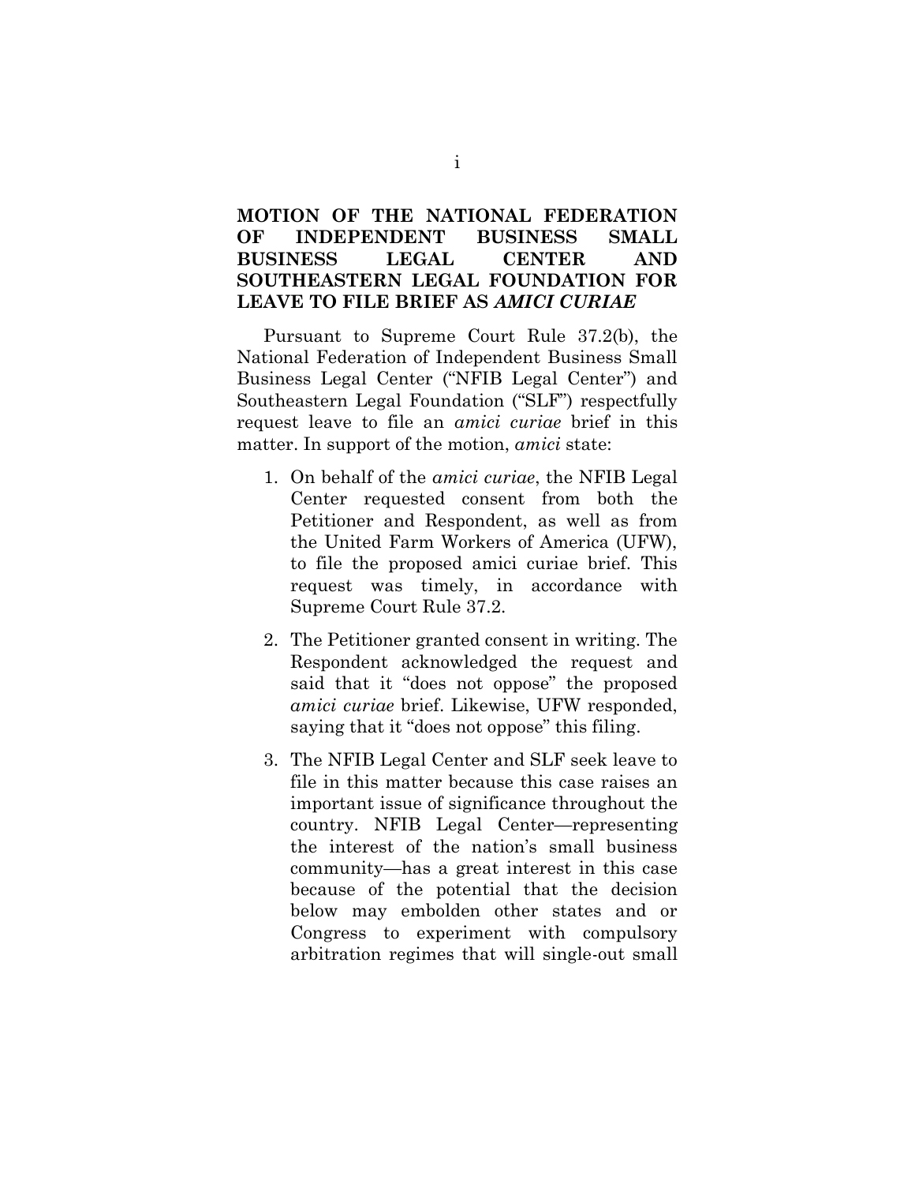## MOTION OF THE NATIONAL FEDERATION OF INDEPENDENT BUSINESS SMALL BUSINESS LEGAL CENTER AND SOUTHEASTERN LEGAL FOUNDATION FOR LEAVE TO FILE BRIEF AS *AMICI CURIAE*

Pursuant to Supreme Court Rule 37.2(b), the National Federation of Independent Business Small Business Legal Center ("NFIB Legal Center") and Southeastern Legal Foundation ("SLF") respectfully request leave to file an *amici curiae* brief in this matter. In support of the motion, *amici* state:

1. On behalf of the *amici curiae*, the NFIB Legal Center requested consent from both the Petitioner and Respondent, as well as from the United Farm Workers of America (UFW), to file the proposed amici curiae brief. This request was timely, in accordance with Supreme Court Rule 37.2.

2. The Petitioner granted consent in writing. The Respondent acknowledged the request and said that it "does not oppose" the proposed *amici curiae* brief. Likewise, UFW responded, saying that it "does not oppose" this filing.

3. The NFIB Legal Center and SLF seek leave to file in this matter because this case raises an important issue of significance throughout the country. NFIB Legal Center—representing the interest of the nation's small business community—has a great interest in this case because of the potential that the decision below may embolden other states and or Congress to experiment with compulsory arbitration regimes that will single-out small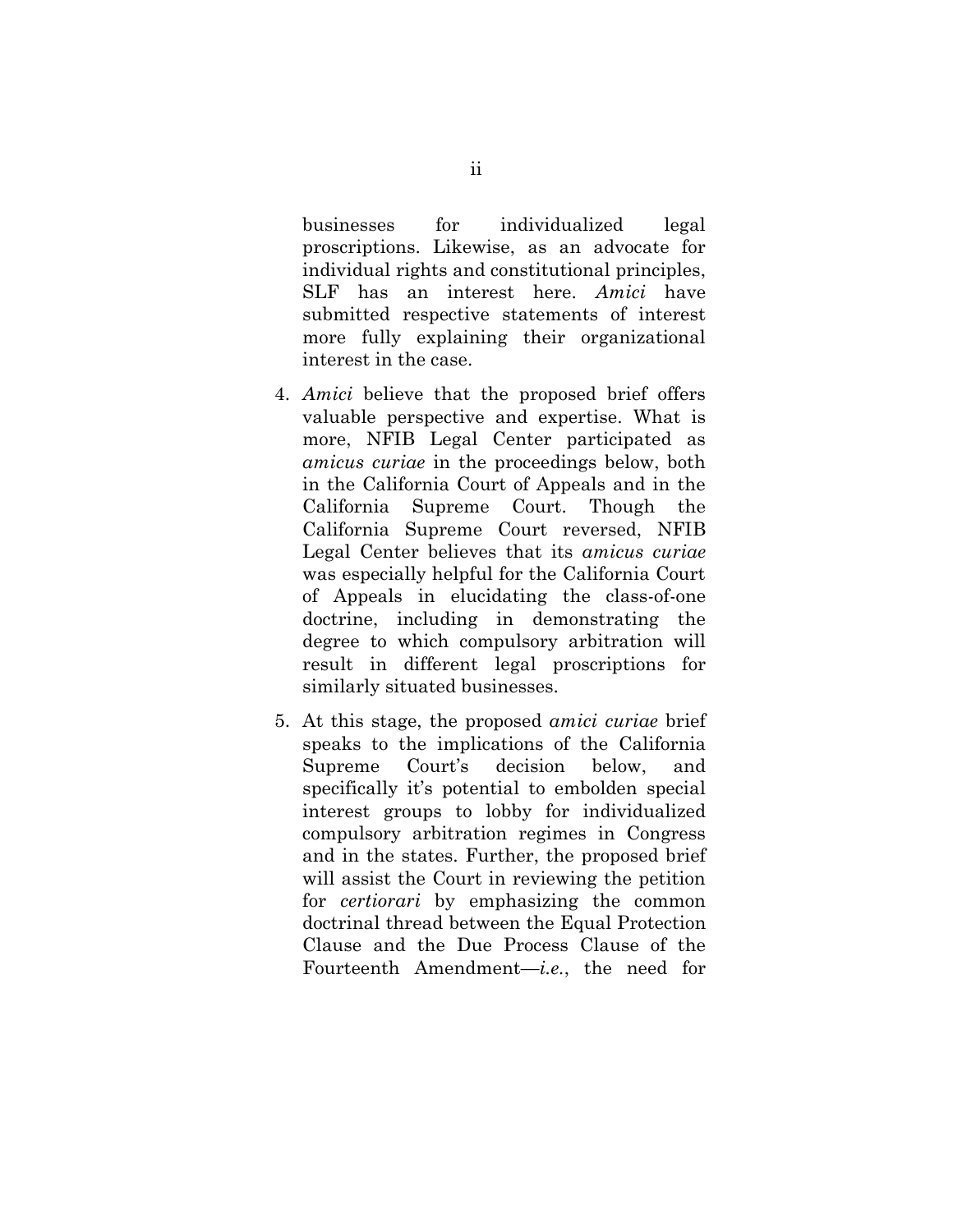businesses for individualized legal proscriptions. Likewise, as an advocate for individual rights and constitutional principles, SLF has an interest here. *Amici* have submitted respective statements of interest more fully explaining their organizational interest in the case.

4. *Amici* believe that the proposed brief offers valuable perspective and expertise. What is more, NFIB Legal Center participated as *amicus curiae* in the proceedings below, both in the California Court of Appeals and in the California Supreme Court. Though the California Supreme Court reversed, NFIB Legal Center believes that its *amicus curiae* was especially helpful for the California Court of Appeals in elucidating the class-of-one doctrine, including in demonstrating the degree to which compulsory arbitration will result in different legal proscriptions for similarly situated businesses.

5. At this stage, the proposed *amici curiae* brief speaks to the implications of the California Supreme Court's decision below, and specifically it's potential to embolden special interest groups to lobby for individualized compulsory arbitration regimes in Congress and in the states. Further, the proposed brief will assist the Court in reviewing the petition for *certiorari* by emphasizing the common doctrinal thread between the Equal Protection Clause and the Due Process Clause of the Fourteenth Amendment—*i.e.*, the need for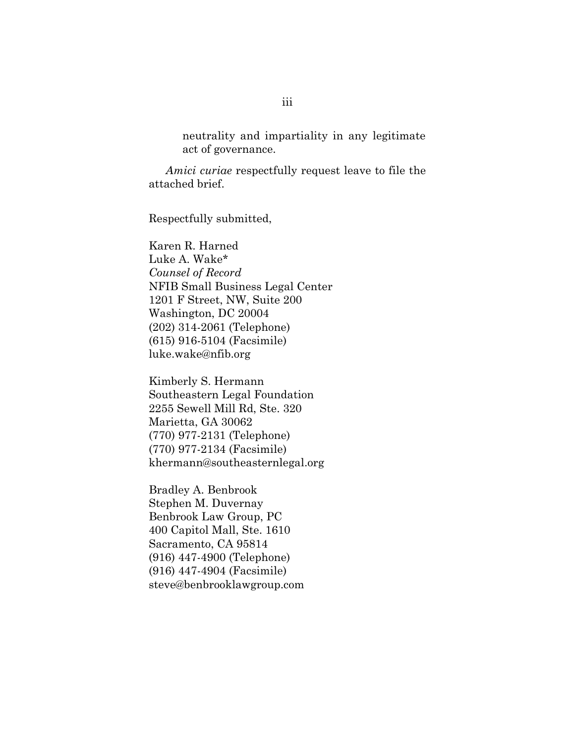> neutrality and impartiality in any legitimate act of governance.

*Amici curiae* respectfully request leave to file the attached brief.

Respectfully submitted,

Karen R. Harned
Luke A. Wake*
*Counsel of Record*
NFIB Small Business Legal Center
1201 F Street, NW, Suite 200
Washington, DC 20004
(202) 314-2061 (Telephone)
(615) 916-5104 (Facsimile)
luke.wake@nfib.org

Kimberly S. Hermann
Southeastern Legal Foundation
2255 Sewell Mill Rd, Ste. 320
Marietta, GA 30062
(770) 977-2131 (Telephone)
(770) 977-2134 (Facsimile)
khermann@southeasternlegal.org

Bradley A. Benbrook
Stephen M. Duvernay
Benbrook Law Group, PC
400 Capitol Mall, Ste. 1610
Sacramento, CA 95814
(916) 447-4900 (Telephone)
(916) 447-4904 (Facsimile)
steve@benbrooklawgroup.com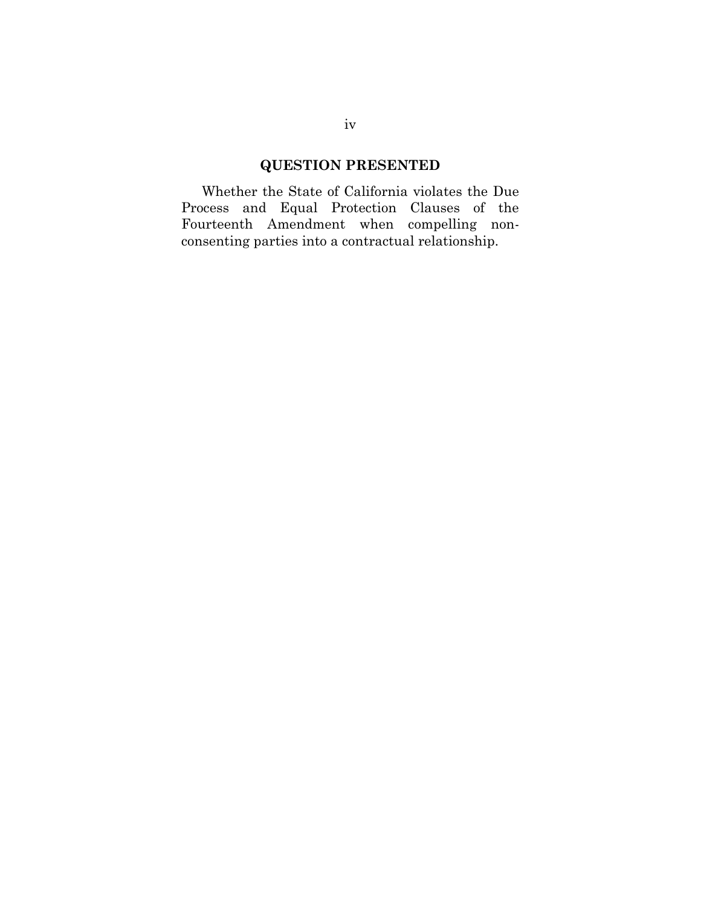## QUESTION PRESENTED

Whether the State of California violates the Due Process and Equal Protection Clauses of the Fourteenth Amendment when compelling non-consenting parties into a contractual relationship.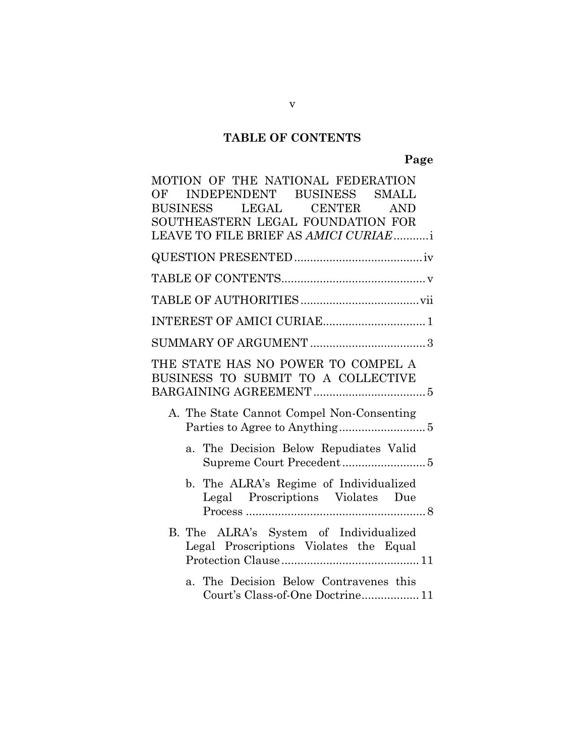## TABLE OF CONTENTS

| | Page |
|---|---|
| MOTION OF THE NATIONAL FEDERATION OF INDEPENDENT BUSINESS SMALL BUSINESS LEGAL CENTER AND SOUTHEASTERN LEGAL FOUNDATION FOR LEAVE TO FILE BRIEF AS *AMICI CURIAE* | i |
| QUESTION PRESENTED | iv |
| TABLE OF CONTENTS | v |
| TABLE OF AUTHORITIES | vii |
| INTEREST OF AMICI CURIAE | 1 |
| SUMMARY OF ARGUMENT | 3 |
| THE STATE HAS NO POWER TO COMPEL A BUSINESS TO SUBMIT TO A COLLECTIVE BARGAINING AGREEMENT | 5 |
| A. The State Cannot Compel Non-Consenting Parties to Agree to Anything | 5 |
| a. The Decision Below Repudiates Valid Supreme Court Precedent | 5 |
| b. The ALRA's Regime of Individualized Legal Proscriptions Violates Due Process | 8 |
| B. The ALRA's System of Individualized Legal Proscriptions Violates the Equal Protection Clause | 11 |
| a. The Decision Below Contravenes this Court's Class-of-One Doctrine | 11 |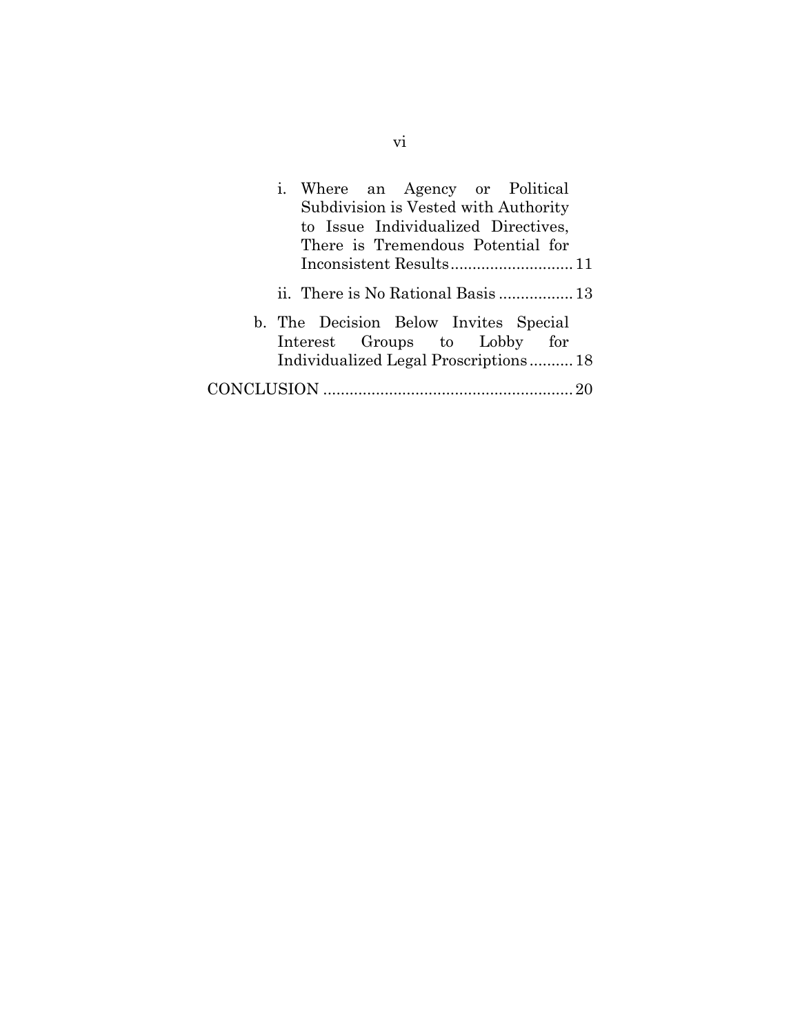- i. Where an Agency or Political Subdivision is Vested with Authority to Issue Individualized Directives, There is Tremendous Potential for Inconsistent Results ............ 11
- ii. There is No Rational Basis ................. 13

b. The Decision Below Invites Special Interest Groups to Lobby for Individualized Legal Proscriptions .......... 18

CONCLUSION ......................................................... 20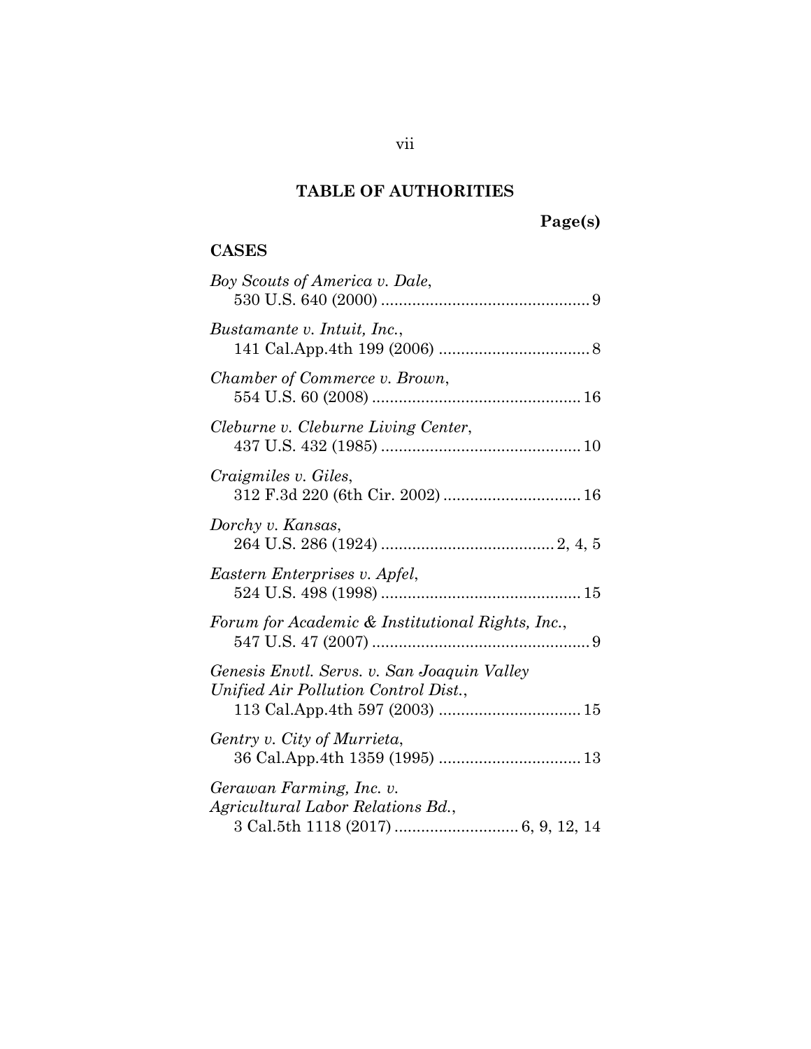## TABLE OF AUTHORITIES

**Page(s)**

### CASES

*Boy Scouts of America v. Dale*, 530 U.S. 640 (2000) ............................................... 9

*Bustamante v. Intuit, Inc.*, 141 Cal.App.4th 199 (2006) .................................. 8

*Chamber of Commerce v. Brown*, 554 U.S. 60 (2008) ............................................... 16

*Cleburne v. Cleburne Living Center*, 437 U.S. 432 (1985) ............................................. 10

*Craigmiles v. Giles*, 312 F.3d 220 (6th Cir. 2002) ............................... 16

*Dorchy v. Kansas*, 264 U.S. 286 (1924) ....................................... 2, 4, 5

*Eastern Enterprises v. Apfel*, 524 U.S. 498 (1998) ............................................. 15

*Forum for Academic & Institutional Rights, Inc.*, 547 U.S. 47 (2007) ................................................. 9

*Genesis Envtl. Servs. v. San Joaquin Valley Unified Air Pollution Control Dist.*, 113 Cal.App.4th 597 (2003) ................................ 15

*Gentry v. City of Murrieta*, 36 Cal.App.4th 1359 (1995) ................................ 13

*Gerawan Farming, Inc. v. Agricultural Labor Relations Bd.*, 3 Cal.5th 1118 (2017) ............................ 6, 9, 12, 14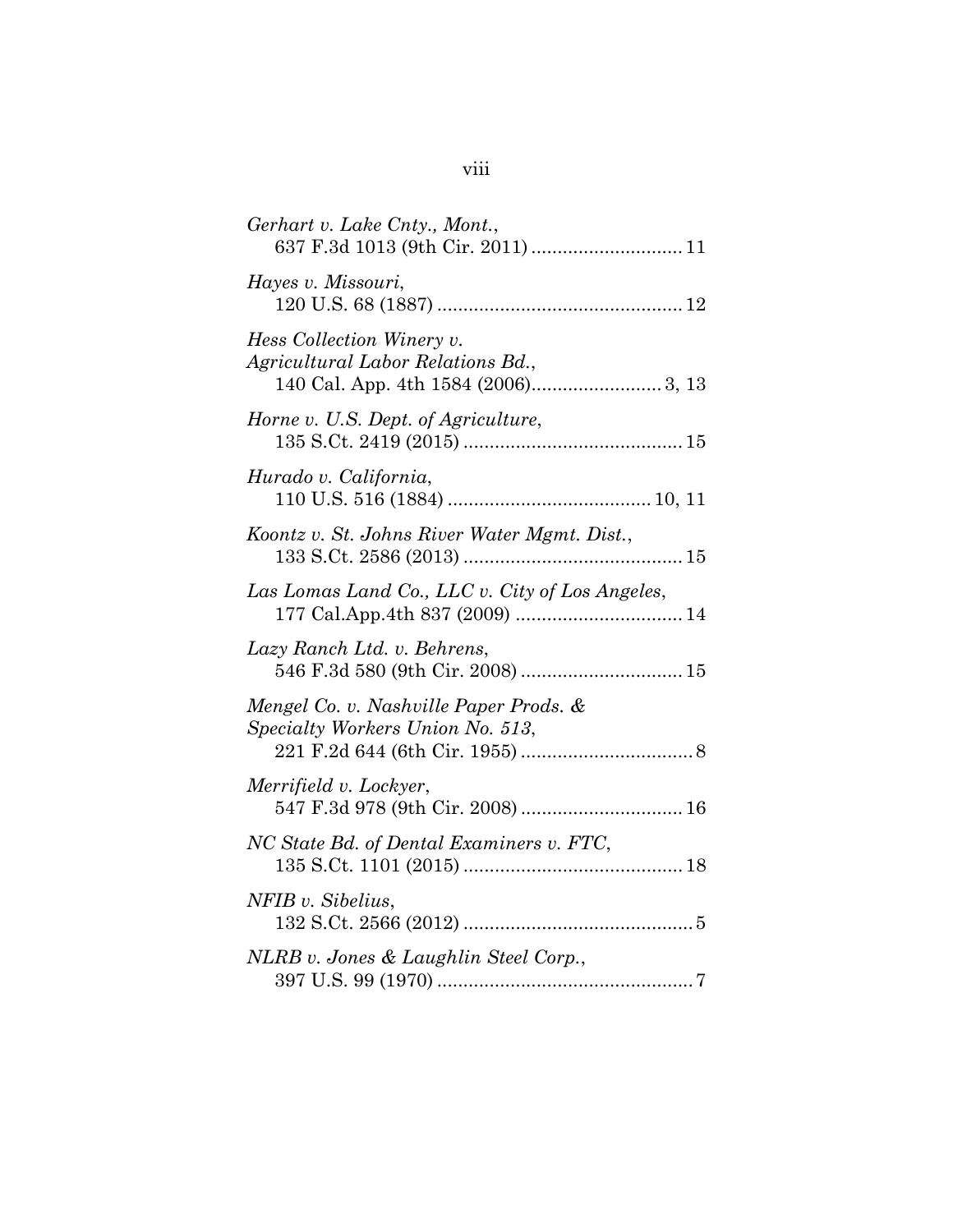*Gerhart v. Lake Cnty., Mont.*,
637 F.3d 1013 (9th Cir. 2011) ............................ 11

*Hayes v. Missouri*,
120 U.S. 68 (1887) .............................................. 12

*Hess Collection Winery v. Agricultural Labor Relations Bd.*,
140 Cal. App. 4th 1584 (2006)........................ 3, 13

*Horne v. U.S. Dept. of Agriculture*,
135 S.Ct. 2419 (2015) ......................................... 15

*Hurado v. California*,
110 U.S. 516 (1884) ...................................... 10, 11

*Koontz v. St. Johns River Water Mgmt. Dist.*,
133 S.Ct. 2586 (2013) ......................................... 15

*Las Lomas Land Co., LLC v. City of Los Angeles*,
177 Cal.App.4th 837 (2009) ................................ 14

*Lazy Ranch Ltd. v. Behrens*,
546 F.3d 580 (9th Cir. 2008) ............................... 15

*Mengel Co. v. Nashville Paper Prods. & Specialty Workers Union No. 513*,
221 F.2d 644 (6th Cir. 1955) ................................. 8

*Merrifield v. Lockyer*,
547 F.3d 978 (9th Cir. 2008) ............................... 16

*NC State Bd. of Dental Examiners v. FTC*,
135 S.Ct. 1101 (2015) ......................................... 18

*NFIB v. Sibelius*,
132 S.Ct. 2566 (2012) ........................................... 5

*NLRB v. Jones & Laughlin Steel Corp.*,
397 U.S. 99 (1970) ................................................ 7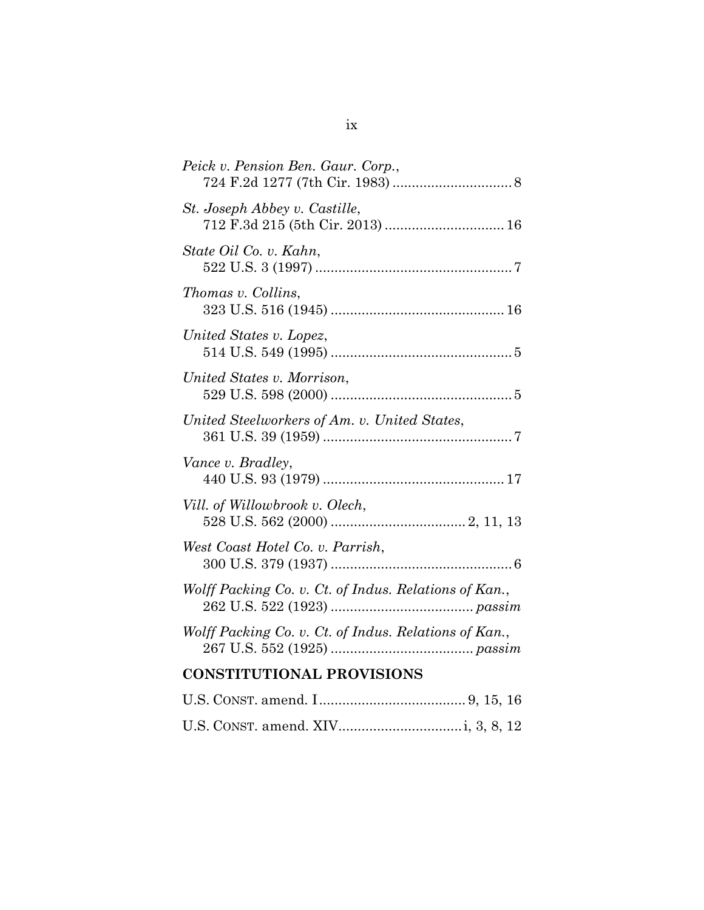*Peick v. Pension Ben. Gaur. Corp.*,
724 F.2d 1277 (7th Cir. 1983) .............................. 8

*St. Joseph Abbey v. Castille*,
712 F.3d 215 (5th Cir. 2013) .............................. 16

*State Oil Co. v. Kahn*,
522 U.S. 3 (1997) .................................................. 7

*Thomas v. Collins*,
323 U.S. 516 (1945) ............................................ 16

*United States v. Lopez*,
514 U.S. 549 (1995) .............................................. 5

*United States v. Morrison*,
529 U.S. 598 (2000) .............................................. 5

*United Steelworkers of Am. v. United States*,
361 U.S. 39 (1959) ................................................ 7

*Vance v. Bradley*,
440 U.S. 93 (1979) .............................................. 17

*Vill. of Willowbrook v. Olech*,
528 U.S. 562 (2000) .................................. 2, 11, 13

*West Coast Hotel Co. v. Parrish*,
300 U.S. 379 (1937) .............................................. 6

*Wolff Packing Co. v. Ct. of Indus. Relations of Kan.*,
262 U.S. 522 (1923) .................................... *passim*

*Wolff Packing Co. v. Ct. of Indus. Relations of Kan.*,
267 U.S. 552 (1925) .................................... *passim*

## CONSTITUTIONAL PROVISIONS

U.S. CONST. amend. I..................................... 9, 15, 16

U.S. CONST. amend. XIV................................ i, 3, 8, 12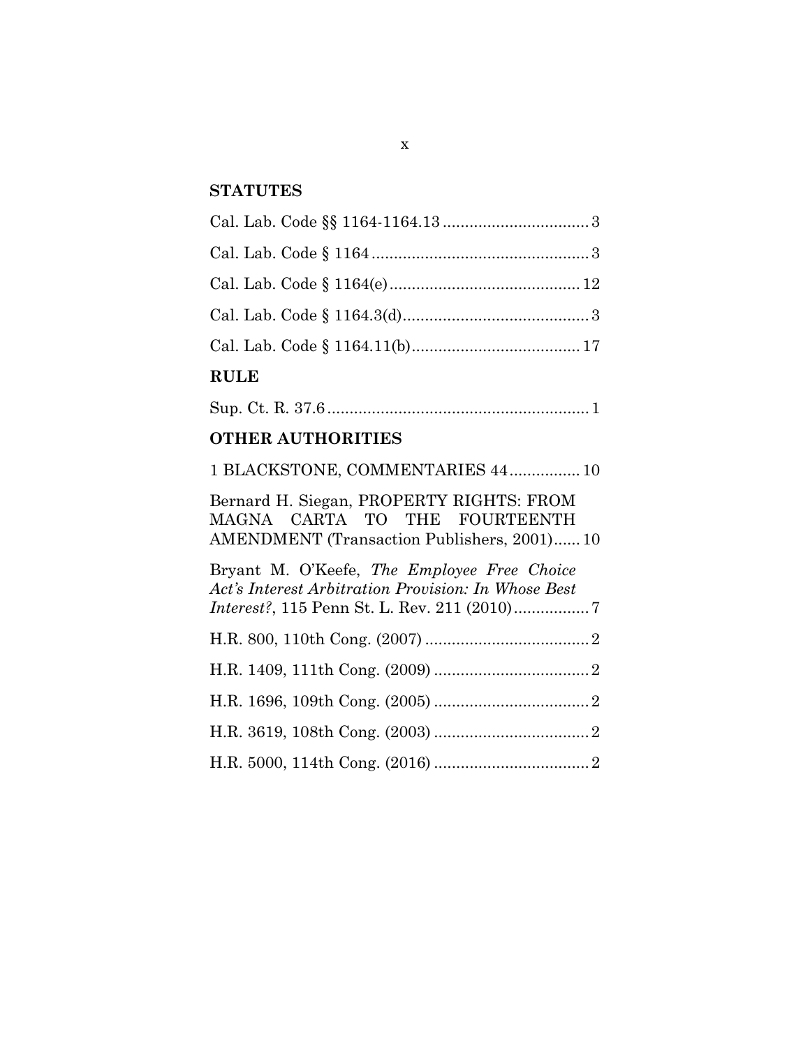## STATUTES

Cal. Lab. Code §§ 1164-1164.13 ................................ 3

Cal. Lab. Code § 1164 ................................................ 3

Cal. Lab. Code § 1164(e) .......................................... 12

Cal. Lab. Code § 1164.3(d) .......................................... 3

Cal. Lab. Code § 1164.11(b) ...................................... 17

## RULE

Sup. Ct. R. 37.6 ........................................................... 1

## OTHER AUTHORITIES

1 BLACKSTONE, COMMENTARIES 44 ............... 10

Bernard H. Siegan, PROPERTY RIGHTS: FROM MAGNA CARTA TO THE FOURTEENTH AMENDMENT (Transaction Publishers, 2001) ...... 10

Bryant M. O'Keefe, *The Employee Free Choice Act's Interest Arbitration Provision: In Whose Best Interest?*, 115 Penn St. L. Rev. 211 (2010) ................ 7

H.R. 800, 110th Cong. (2007) ..................................... 2

H.R. 1409, 111th Cong. (2009) ................................... 2

H.R. 1696, 109th Cong. (2005) ................................... 2

H.R. 3619, 108th Cong. (2003) ................................... 2

H.R. 5000, 114th Cong. (2016) ................................... 2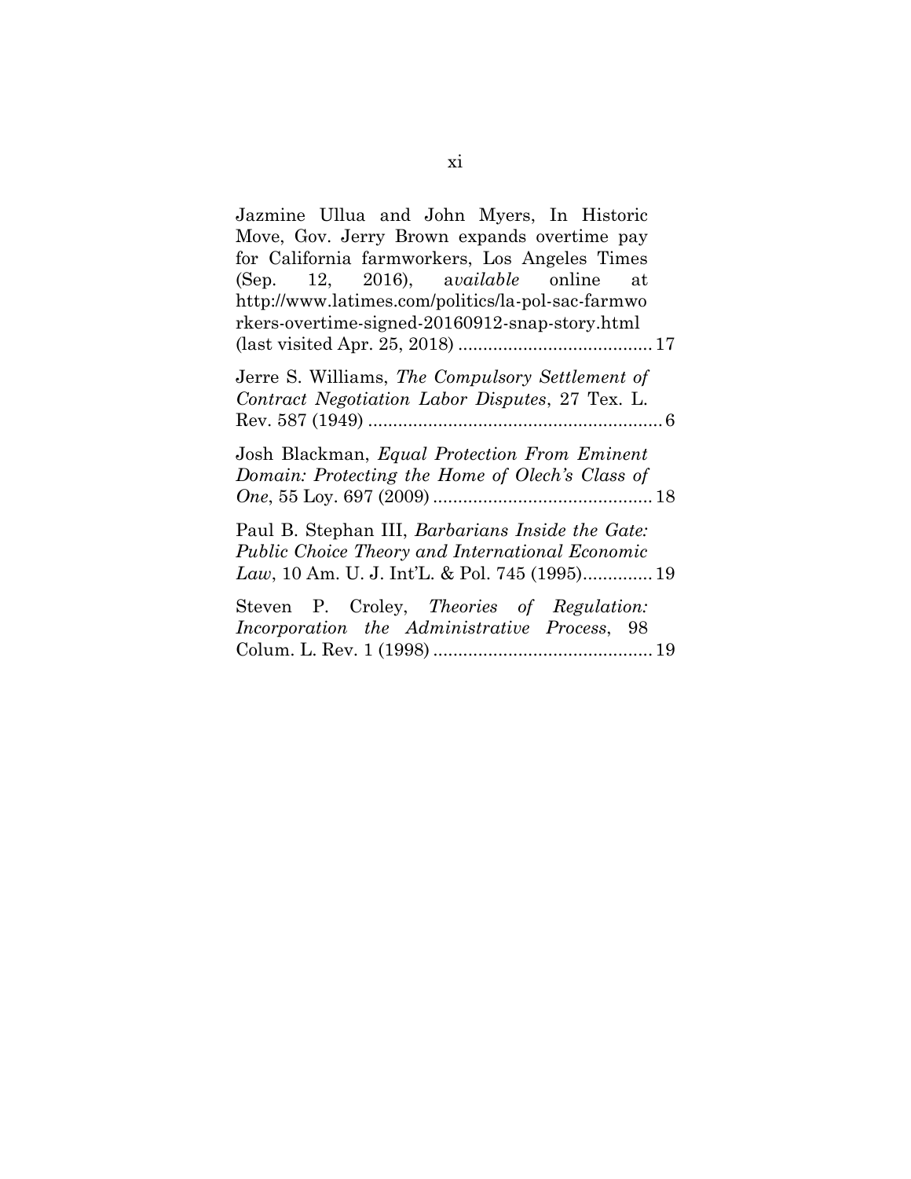Jazmine Ullua and John Myers, In Historic Move, Gov. Jerry Brown expands overtime pay for California farmworkers, Los Angeles Times (Sep. 12, 2016), a*vailable* online at http://www.latimes.com/politics/la-pol-sac-farmworkers-overtime-signed-20160912-snap-story.html (last visited Apr. 25, 2018) ....................................... 17

Jerre S. Williams, *The Compulsory Settlement of Contract Negotiation Labor Disputes*, 27 Tex. L. Rev. 587 (1949) ........................................................... 6

Josh Blackman, *Equal Protection From Eminent Domain: Protecting the Home of Olech's Class of One*, 55 Loy. 697 (2009) ............................................ 18

Paul B. Stephan III, *Barbarians Inside the Gate: Public Choice Theory and International Economic Law*, 10 Am. U. J. Int'L. & Pol. 745 (1995).............. 19

Steven P. Croley, *Theories of Regulation: Incorporation the Administrative Process*, 98 Colum. L. Rev. 1 (1998) ............................................ 19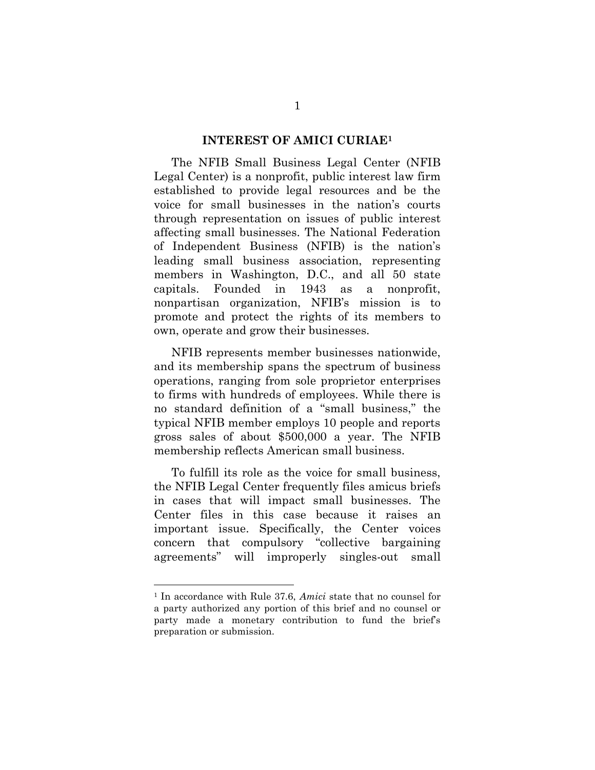## INTEREST OF AMICI CURIAE[1]

The NFIB Small Business Legal Center (NFIB Legal Center) is a nonprofit, public interest law firm established to provide legal resources and be the voice for small businesses in the nation's courts through representation on issues of public interest affecting small businesses. The National Federation of Independent Business (NFIB) is the nation's leading small business association, representing members in Washington, D.C., and all 50 state capitals. Founded in 1943 as a nonprofit, nonpartisan organization, NFIB's mission is to promote and protect the rights of its members to own, operate and grow their businesses.

NFIB represents member businesses nationwide, and its membership spans the spectrum of business operations, ranging from sole proprietor enterprises to firms with hundreds of employees. While there is no standard definition of a "small business," the typical NFIB member employs 10 people and reports gross sales of about $500,000 a year. The NFIB membership reflects American small business.

To fulfill its role as the voice for small business, the NFIB Legal Center frequently files amicus briefs in cases that will impact small businesses. The Center files in this case because it raises an important issue. Specifically, the Center voices concern that compulsory "collective bargaining agreements" will improperly singles-out small

---

[1] In accordance with Rule 37.6, *Amici* state that no counsel for a party authorized any portion of this brief and no counsel or party made a monetary contribution to fund the brief's preparation or submission.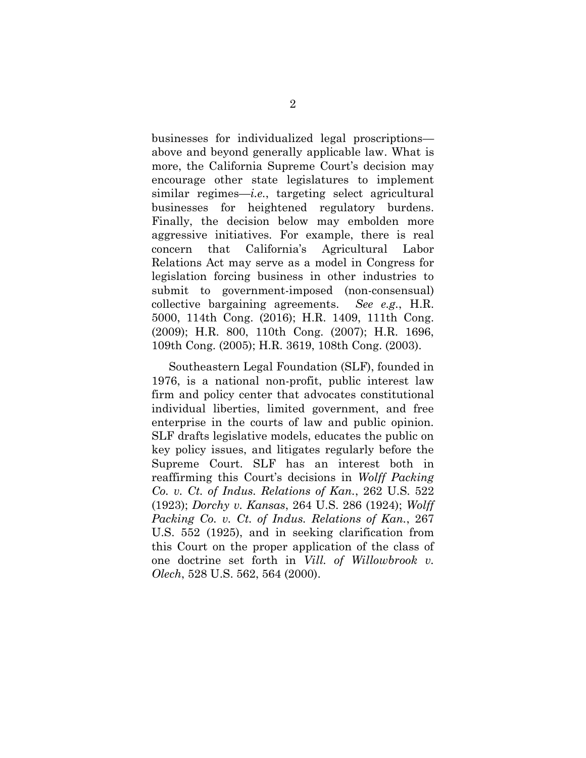businesses for individualized legal proscriptions—above and beyond generally applicable law. What is more, the California Supreme Court's decision may encourage other state legislatures to implement similar regimes—*i.e.*, targeting select agricultural businesses for heightened regulatory burdens. Finally, the decision below may embolden more aggressive initiatives. For example, there is real concern that California's Agricultural Labor Relations Act may serve as a model in Congress for legislation forcing business in other industries to submit to government-imposed (non-consensual) collective bargaining agreements. *See e.g.*, H.R. 5000, 114th Cong. (2016); H.R. 1409, 111th Cong. (2009); H.R. 800, 110th Cong. (2007); H.R. 1696, 109th Cong. (2005); H.R. 3619, 108th Cong. (2003).

Southeastern Legal Foundation (SLF), founded in 1976, is a national non-profit, public interest law firm and policy center that advocates constitutional individual liberties, limited government, and free enterprise in the courts of law and public opinion. SLF drafts legislative models, educates the public on key policy issues, and litigates regularly before the Supreme Court. SLF has an interest both in reaffirming this Court's decisions in *Wolff Packing Co. v. Ct. of Indus. Relations of Kan.*, 262 U.S. 522 (1923); *Dorchy v. Kansas*, 264 U.S. 286 (1924); *Wolff Packing Co. v. Ct. of Indus. Relations of Kan.*, 267 U.S. 552 (1925), and in seeking clarification from this Court on the proper application of the class of one doctrine set forth in *Vill. of Willowbrook v. Olech*, 528 U.S. 562, 564 (2000).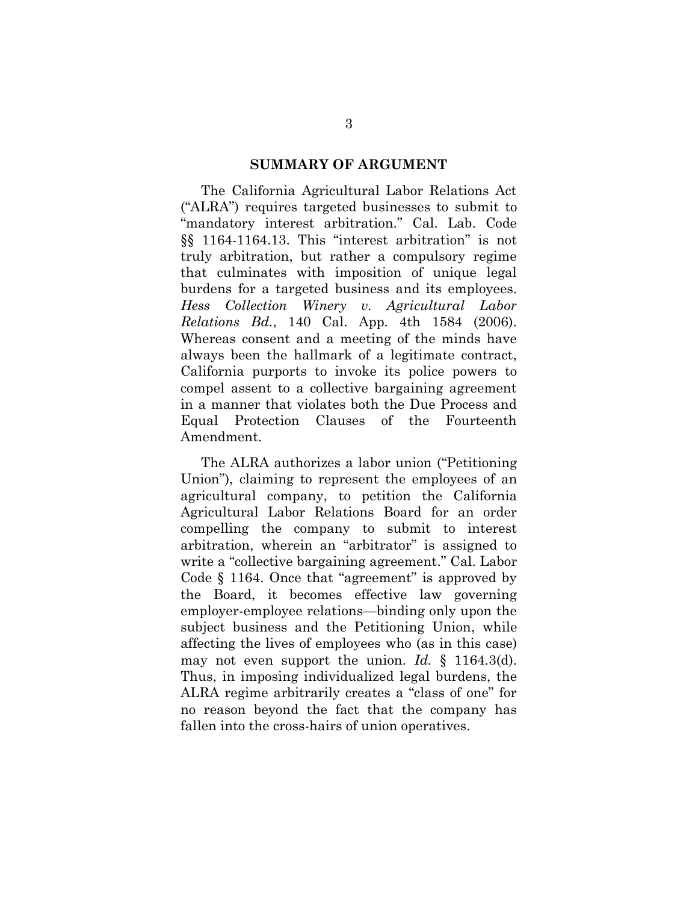## SUMMARY OF ARGUMENT

The California Agricultural Labor Relations Act ("ALRA") requires targeted businesses to submit to "mandatory interest arbitration." Cal. Lab. Code §§ 1164-1164.13. This "interest arbitration" is not truly arbitration, but rather a compulsory regime that culminates with imposition of unique legal burdens for a targeted business and its employees. *Hess Collection Winery v. Agricultural Labor Relations Bd.*, 140 Cal. App. 4th 1584 (2006). Whereas consent and a meeting of the minds have always been the hallmark of a legitimate contract, California purports to invoke its police powers to compel assent to a collective bargaining agreement in a manner that violates both the Due Process and Equal Protection Clauses of the Fourteenth Amendment.

The ALRA authorizes a labor union ("Petitioning Union"), claiming to represent the employees of an agricultural company, to petition the California Agricultural Labor Relations Board for an order compelling the company to submit to interest arbitration, wherein an "arbitrator" is assigned to write a "collective bargaining agreement." Cal. Labor Code § 1164. Once that "agreement" is approved by the Board, it becomes effective law governing employer-employee relations—binding only upon the subject business and the Petitioning Union, while affecting the lives of employees who (as in this case) may not even support the union. *Id.* § 1164.3(d). Thus, in imposing individualized legal burdens, the ALRA regime arbitrarily creates a "class of one" for no reason beyond the fact that the company has fallen into the cross-hairs of union operatives.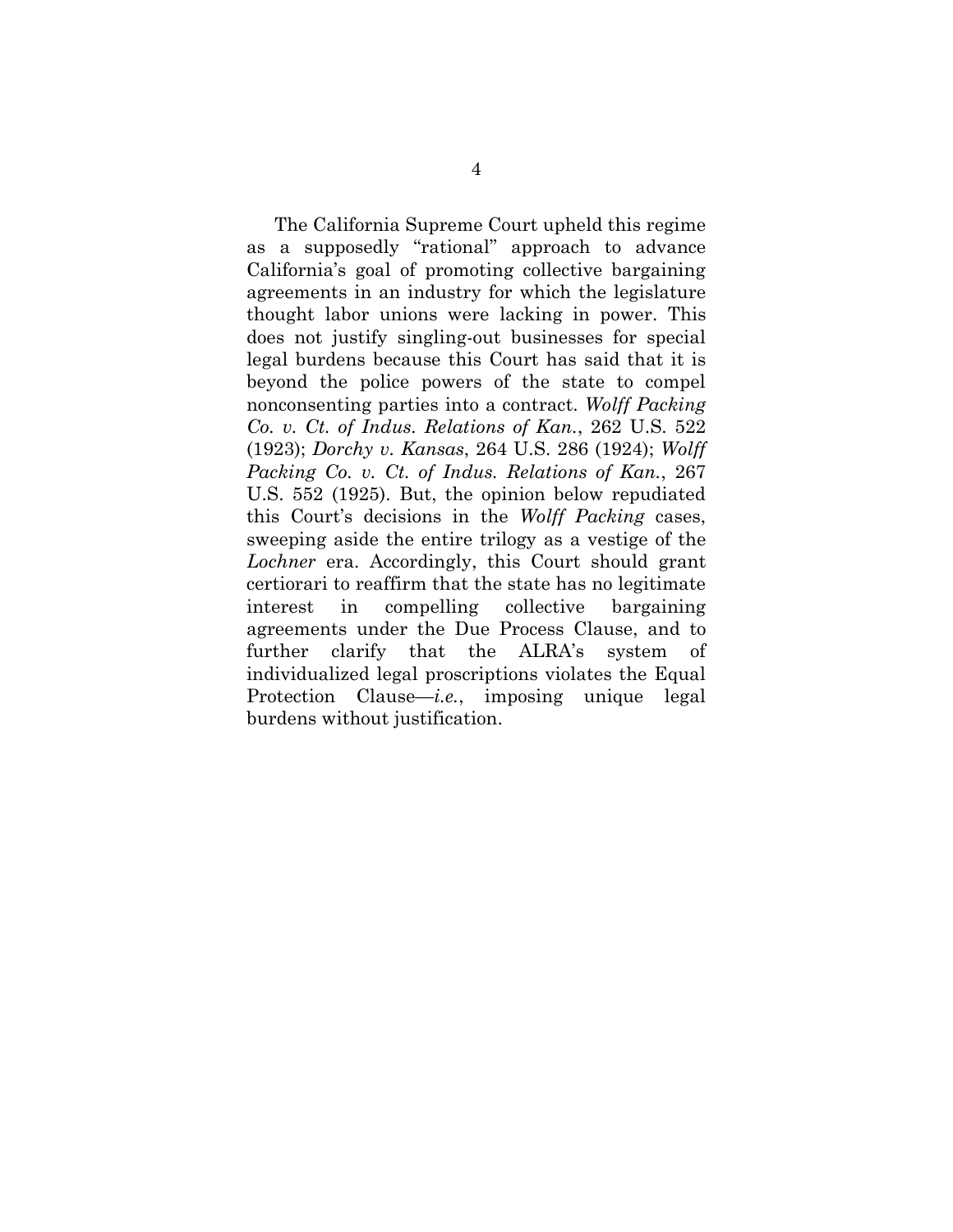The California Supreme Court upheld this regime as a supposedly "rational" approach to advance California's goal of promoting collective bargaining agreements in an industry for which the legislature thought labor unions were lacking in power. This does not justify singling-out businesses for special legal burdens because this Court has said that it is beyond the police powers of the state to compel nonconsenting parties into a contract. *Wolff Packing Co. v. Ct. of Indus. Relations of Kan.*, 262 U.S. 522 (1923); *Dorchy v. Kansas*, 264 U.S. 286 (1924); *Wolff Packing Co. v. Ct. of Indus. Relations of Kan.*, 267 U.S. 552 (1925). But, the opinion below repudiated this Court's decisions in the *Wolff Packing* cases, sweeping aside the entire trilogy as a vestige of the *Lochner* era. Accordingly, this Court should grant certiorari to reaffirm that the state has no legitimate interest in compelling collective bargaining agreements under the Due Process Clause, and to further clarify that the ALRA's system of individualized legal proscriptions violates the Equal Protection Clause—*i.e.*, imposing unique legal burdens without justification.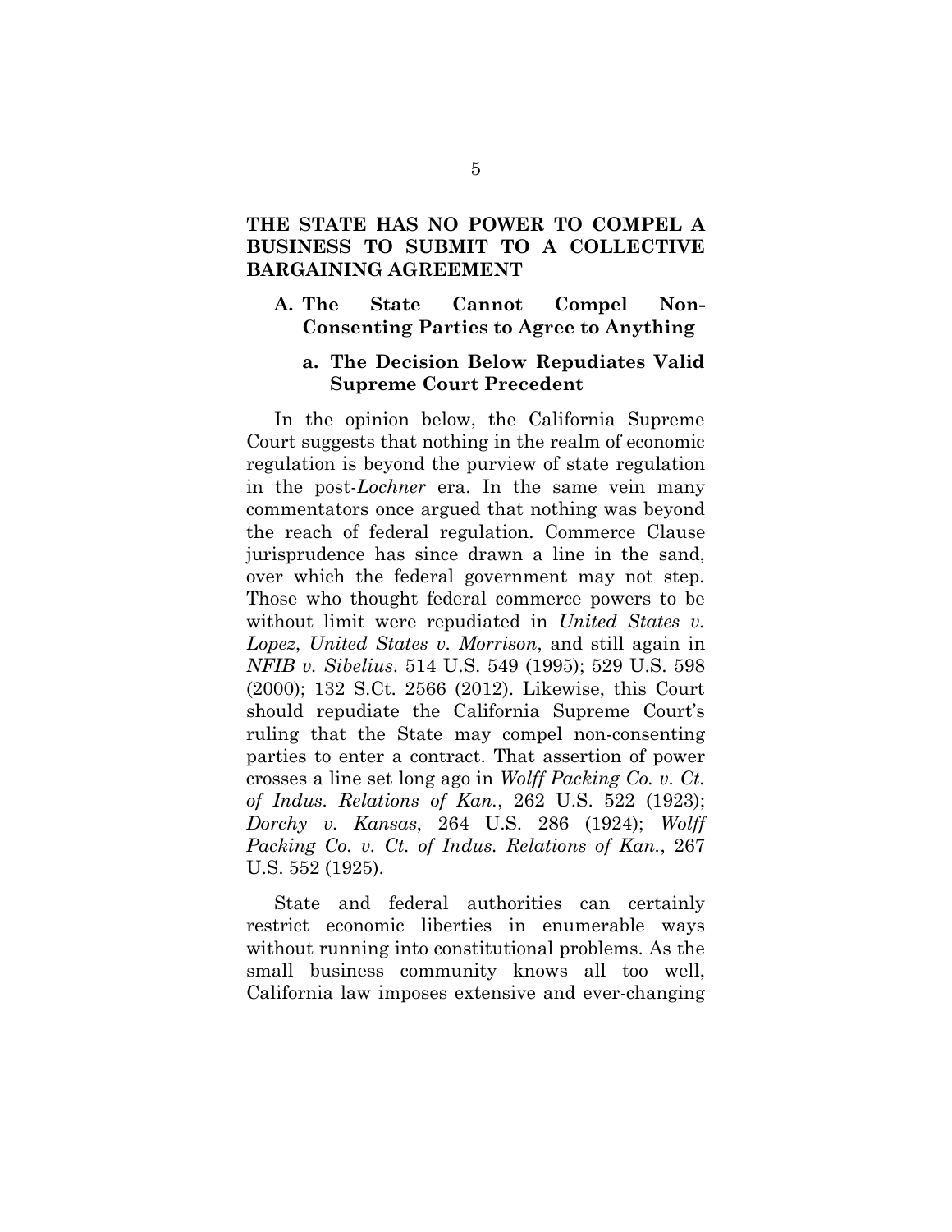## THE STATE HAS NO POWER TO COMPEL A BUSINESS TO SUBMIT TO A COLLECTIVE BARGAINING AGREEMENT

### A. The State Cannot Compel Non-Consenting Parties to Agree to Anything

#### a. The Decision Below Repudiates Valid Supreme Court Precedent

In the opinion below, the California Supreme Court suggests that nothing in the realm of economic regulation is beyond the purview of state regulation in the post-*Lochner* era. In the same vein many commentators once argued that nothing was beyond the reach of federal regulation. Commerce Clause jurisprudence has since drawn a line in the sand, over which the federal government may not step. Those who thought federal commerce powers to be without limit were repudiated in *United States v. Lopez*, *United States v. Morrison*, and still again in *NFIB v. Sibelius*. 514 U.S. 549 (1995); 529 U.S. 598 (2000); 132 S.Ct. 2566 (2012). Likewise, this Court should repudiate the California Supreme Court's ruling that the State may compel non-consenting parties to enter a contract. That assertion of power crosses a line set long ago in *Wolff Packing Co. v. Ct. of Indus. Relations of Kan.*, 262 U.S. 522 (1923); *Dorchy v. Kansas*, 264 U.S. 286 (1924); *Wolff Packing Co. v. Ct. of Indus. Relations of Kan.*, 267 U.S. 552 (1925).

State and federal authorities can certainly restrict economic liberties in enumerable ways without running into constitutional problems. As the small business community knows all too well, California law imposes extensive and ever-changing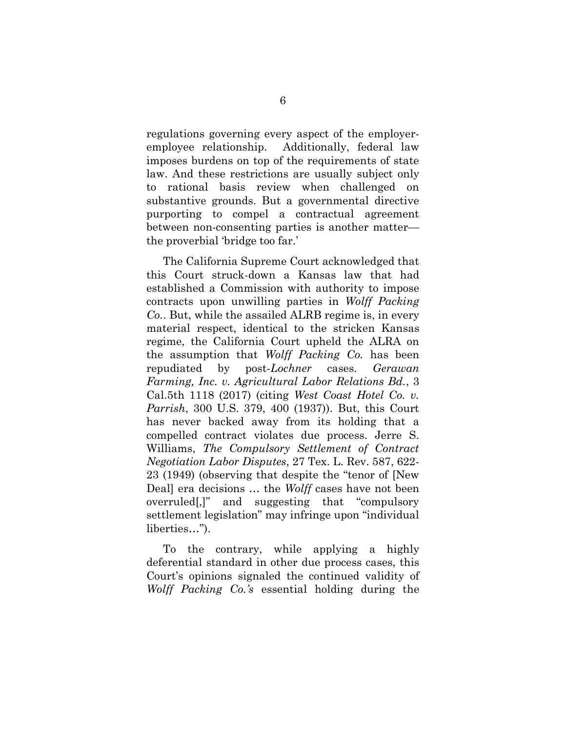regulations governing every aspect of the employer-employee relationship. Additionally, federal law imposes burdens on top of the requirements of state law. And these restrictions are usually subject only to rational basis review when challenged on substantive grounds. But a governmental directive purporting to compel a contractual agreement between non-consenting parties is another matter—the proverbial 'bridge too far.'

The California Supreme Court acknowledged that this Court struck-down a Kansas law that had established a Commission with authority to impose contracts upon unwilling parties in *Wolff Packing Co.*. But, while the assailed ALRB regime is, in every material respect, identical to the stricken Kansas regime, the California Court upheld the ALRA on the assumption that *Wolff Packing Co.* has been repudiated by post-*Lochner* cases. *Gerawan Farming, Inc. v. Agricultural Labor Relations Bd.*, 3 Cal.5th 1118 (2017) (citing *West Coast Hotel Co. v. Parrish*, 300 U.S. 379, 400 (1937)). But, this Court has never backed away from its holding that a compelled contract violates due process. Jerre S. Williams, *The Compulsory Settlement of Contract Negotiation Labor Disputes*, 27 Tex. L. Rev. 587, 622-23 (1949) (observing that despite the "tenor of [New Deal] era decisions … the *Wolff* cases have not been overruled[,]" and suggesting that "compulsory settlement legislation" may infringe upon "individual liberties…").

To the contrary, while applying a highly deferential standard in other due process cases, this Court's opinions signaled the continued validity of *Wolff Packing Co.'s* essential holding during the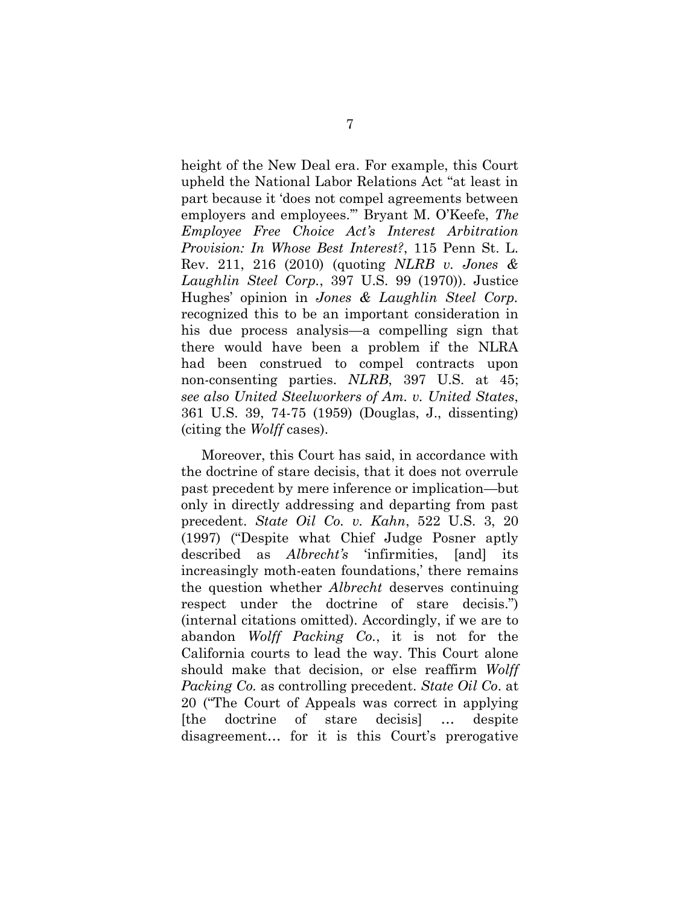height of the New Deal era. For example, this Court upheld the National Labor Relations Act "at least in part because it 'does not compel agreements between employers and employees.'" Bryant M. O'Keefe, *The Employee Free Choice Act's Interest Arbitration Provision: In Whose Best Interest?*, 115 Penn St. L. Rev. 211, 216 (2010) (quoting *NLRB v. Jones & Laughlin Steel Corp.*, 397 U.S. 99 (1970)). Justice Hughes' opinion in *Jones & Laughlin Steel Corp.* recognized this to be an important consideration in his due process analysis—a compelling sign that there would have been a problem if the NLRA had been construed to compel contracts upon non-consenting parties. *NLRB*, 397 U.S. at 45; *see also United Steelworkers of Am. v. United States*, 361 U.S. 39, 74-75 (1959) (Douglas, J., dissenting) (citing the *Wolff* cases).

Moreover, this Court has said, in accordance with the doctrine of stare decisis, that it does not overrule past precedent by mere inference or implication—but only in directly addressing and departing from past precedent. *State Oil Co. v. Kahn*, 522 U.S. 3, 20 (1997) ("Despite what Chief Judge Posner aptly described as *Albrecht's* 'infirmities, [and] its increasingly moth-eaten foundations,' there remains the question whether *Albrecht* deserves continuing respect under the doctrine of stare decisis.") (internal citations omitted). Accordingly, if we are to abandon *Wolff Packing Co.*, it is not for the California courts to lead the way. This Court alone should make that decision, or else reaffirm *Wolff Packing Co.* as controlling precedent. *State Oil Co*. at 20 ("The Court of Appeals was correct in applying [the doctrine of stare decisis] … despite disagreement… for it is this Court's prerogative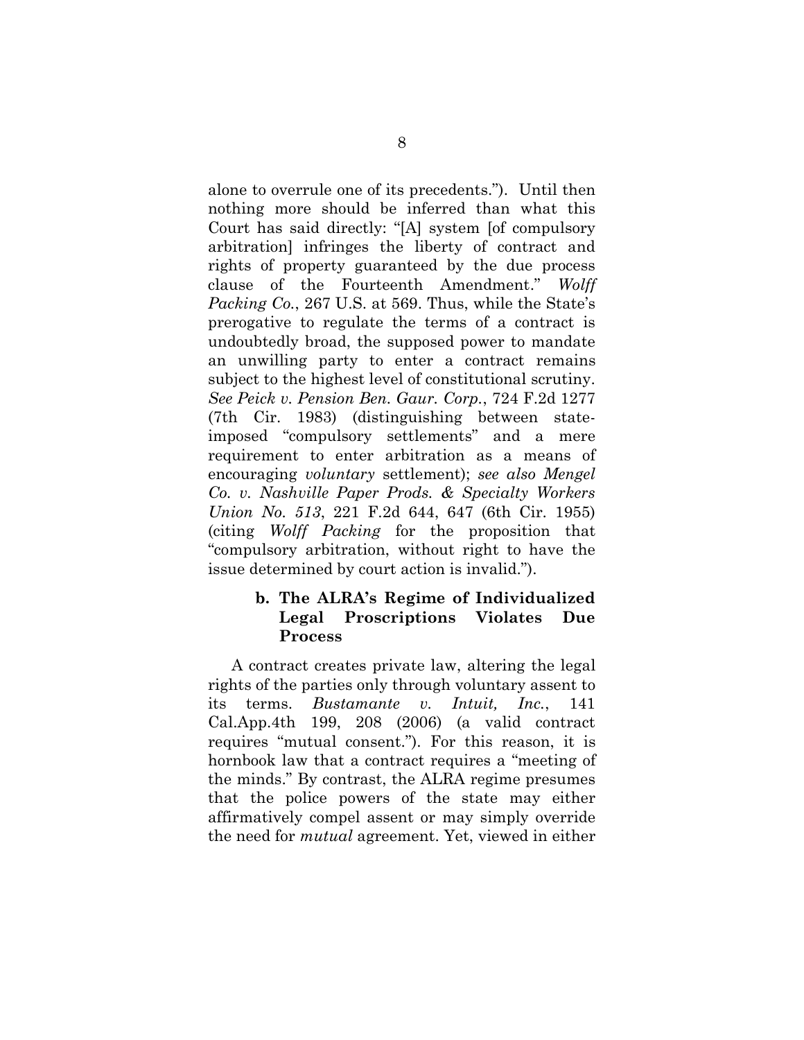alone to overrule one of its precedents."). Until then nothing more should be inferred than what this Court has said directly: "[A] system [of compulsory arbitration] infringes the liberty of contract and rights of property guaranteed by the due process clause of the Fourteenth Amendment." *Wolff Packing Co.*, 267 U.S. at 569. Thus, while the State's prerogative to regulate the terms of a contract is undoubtedly broad, the supposed power to mandate an unwilling party to enter a contract remains subject to the highest level of constitutional scrutiny. *See Peick v. Pension Ben. Gaur. Corp.*, 724 F.2d 1277 (7th Cir. 1983) (distinguishing between state-imposed "compulsory settlements" and a mere requirement to enter arbitration as a means of encouraging *voluntary* settlement); *see also Mengel Co. v. Nashville Paper Prods. & Specialty Workers Union No. 513*, 221 F.2d 644, 647 (6th Cir. 1955) (citing *Wolff Packing* for the proposition that "compulsory arbitration, without right to have the issue determined by court action is invalid.").

### b. The ALRA's Regime of Individualized Legal Proscriptions Violates Due Process

A contract creates private law, altering the legal rights of the parties only through voluntary assent to its terms. *Bustamante v. Intuit, Inc.*, 141 Cal.App.4th 199, 208 (2006) (a valid contract requires "mutual consent."). For this reason, it is hornbook law that a contract requires a "meeting of the minds." By contrast, the ALRA regime presumes that the police powers of the state may either affirmatively compel assent or may simply override the need for *mutual* agreement. Yet, viewed in either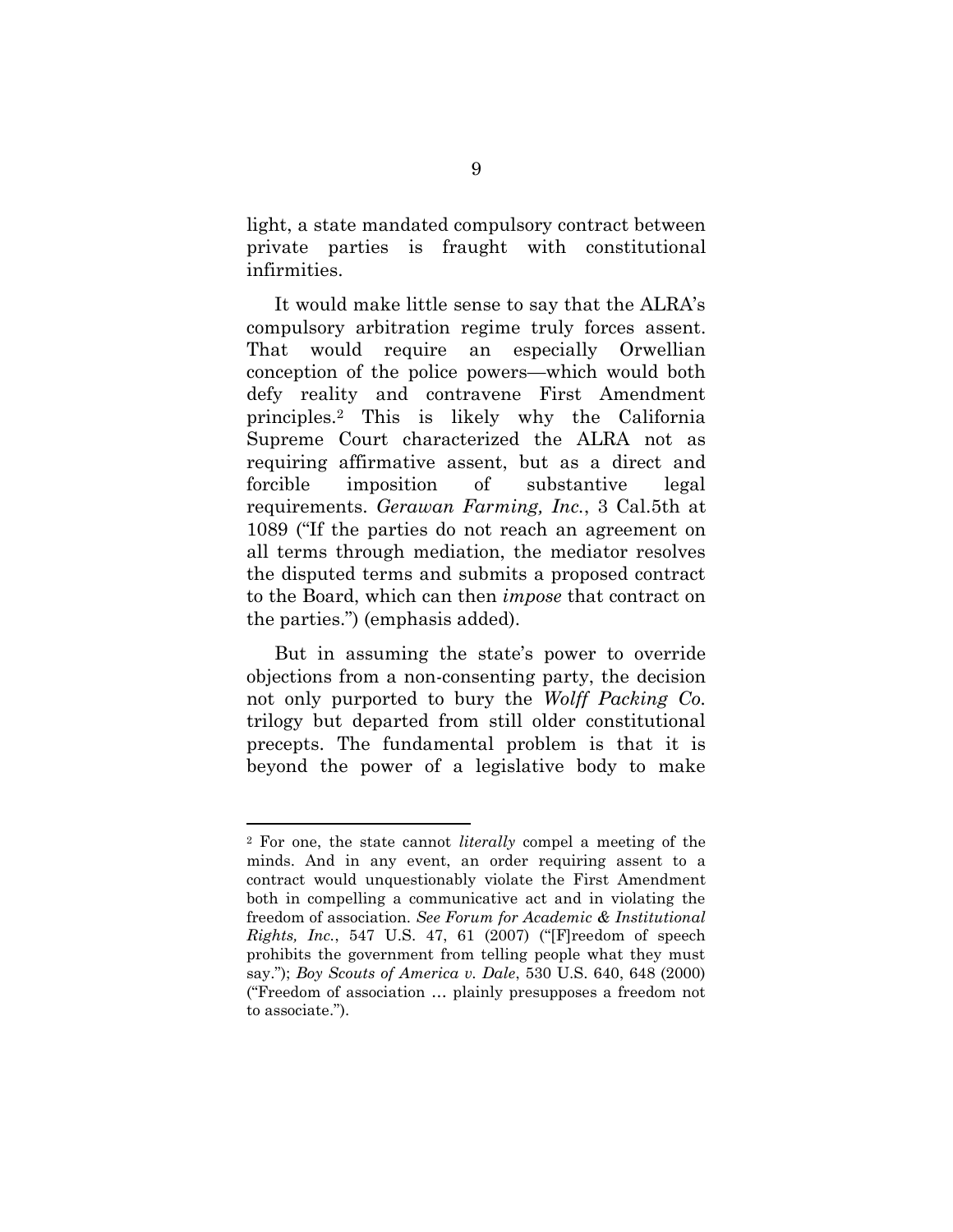light, a state mandated compulsory contract between private parties is fraught with constitutional infirmities.

It would make little sense to say that the ALRA's compulsory arbitration regime truly forces assent. That would require an especially Orwellian conception of the police powers—which would both defy reality and contravene First Amendment principles.[2] This is likely why the California Supreme Court characterized the ALRA not as requiring affirmative assent, but as a direct and forcible imposition of substantive legal requirements. *Gerawan Farming, Inc.*, 3 Cal.5th at 1089 ("If the parties do not reach an agreement on all terms through mediation, the mediator resolves the disputed terms and submits a proposed contract to the Board, which can then *impose* that contract on the parties.") (emphasis added).

But in assuming the state's power to override objections from a non-consenting party, the decision not only purported to bury the *Wolff Packing Co.* trilogy but departed from still older constitutional precepts. The fundamental problem is that it is beyond the power of a legislative body to make

---

[2] For one, the state cannot *literally* compel a meeting of the minds. And in any event, an order requiring assent to a contract would unquestionably violate the First Amendment both in compelling a communicative act and in violating the freedom of association. *See Forum for Academic & Institutional Rights, Inc.*, 547 U.S. 47, 61 (2007) ("[F]reedom of speech prohibits the government from telling people what they must say."); *Boy Scouts of America v. Dale*, 530 U.S. 640, 648 (2000) ("Freedom of association … plainly presupposes a freedom not to associate.").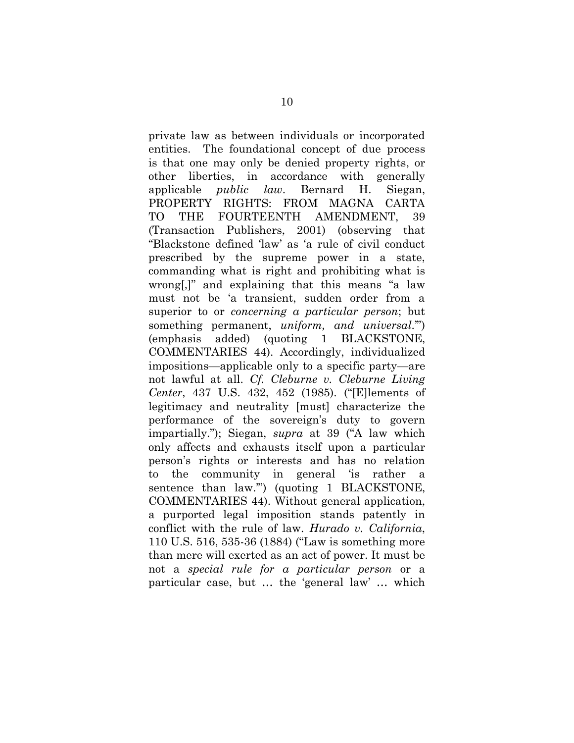private law as between individuals or incorporated entities. The foundational concept of due process is that one may only be denied property rights, or other liberties, in accordance with generally applicable *public law*. Bernard H. Siegan, PROPERTY RIGHTS: FROM MAGNA CARTA TO THE FOURTEENTH AMENDMENT, 39 (Transaction Publishers, 2001) (observing that "Blackstone defined 'law' as 'a rule of civil conduct prescribed by the supreme power in a state, commanding what is right and prohibiting what is wrong[,]" and explaining that this means "a law must not be 'a transient, sudden order from a superior to or *concerning a particular person*; but something permanent, *uniform, and universal*.'") (emphasis added) (quoting 1 BLACKSTONE, COMMENTARIES 44). Accordingly, individualized impositions—applicable only to a specific party—are not lawful at all. *Cf. Cleburne v. Cleburne Living Center*, 437 U.S. 432, 452 (1985). ("[E]lements of legitimacy and neutrality [must] characterize the performance of the sovereign's duty to govern impartially."); Siegan, *supra* at 39 ("A law which only affects and exhausts itself upon a particular person's rights or interests and has no relation to the community in general 'is rather a sentence than law.'") (quoting 1 BLACKSTONE, COMMENTARIES 44). Without general application, a purported legal imposition stands patently in conflict with the rule of law. *Hurado v. California*, 110 U.S. 516, 535-36 (1884) ("Law is something more than mere will exerted as an act of power. It must be not a *special rule for a particular person* or a particular case, but … the 'general law' … which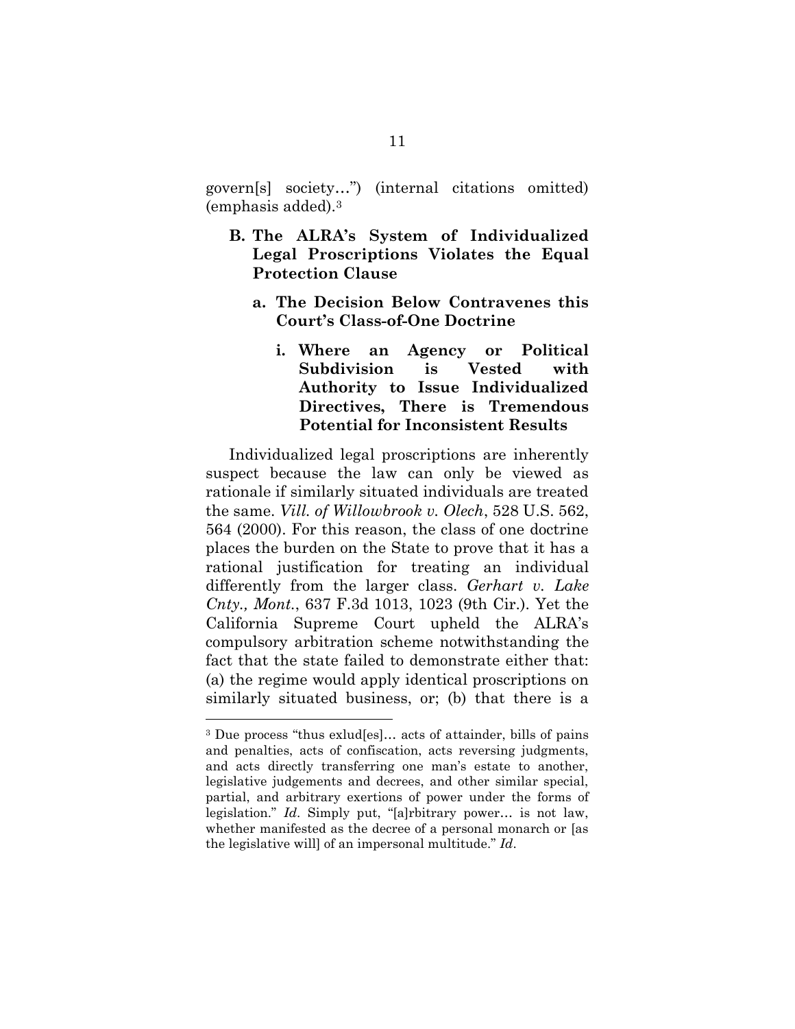govern[s] society…") (internal citations omitted) (emphasis added).[3]

### B. The ALRA's System of Individualized Legal Proscriptions Violates the Equal Protection Clause

#### a. The Decision Below Contravenes this Court's Class-of-One Doctrine

##### i. Where an Agency or Political Subdivision is Vested with Authority to Issue Individualized Directives, There is Tremendous Potential for Inconsistent Results

Individualized legal proscriptions are inherently suspect because the law can only be viewed as rationale if similarly situated individuals are treated the same. *Vill. of Willowbrook v. Olech*, 528 U.S. 562, 564 (2000). For this reason, the class of one doctrine places the burden on the State to prove that it has a rational justification for treating an individual differently from the larger class. *Gerhart v. Lake Cnty., Mont.*, 637 F.3d 1013, 1023 (9th Cir.). Yet the California Supreme Court upheld the ALRA's compulsory arbitration scheme notwithstanding the fact that the state failed to demonstrate either that: (a) the regime would apply identical proscriptions on similarly situated business, or; (b) that there is a

---

[3] Due process "thus exlud[es]… acts of attainder, bills of pains and penalties, acts of confiscation, acts reversing judgments, and acts directly transferring one man's estate to another, legislative judgements and decrees, and other similar special, partial, and arbitrary exertions of power under the forms of legislation." *Id*. Simply put, "[a]rbitrary power… is not law, whether manifested as the decree of a personal monarch or [as the legislative will] of an impersonal multitude." *Id*.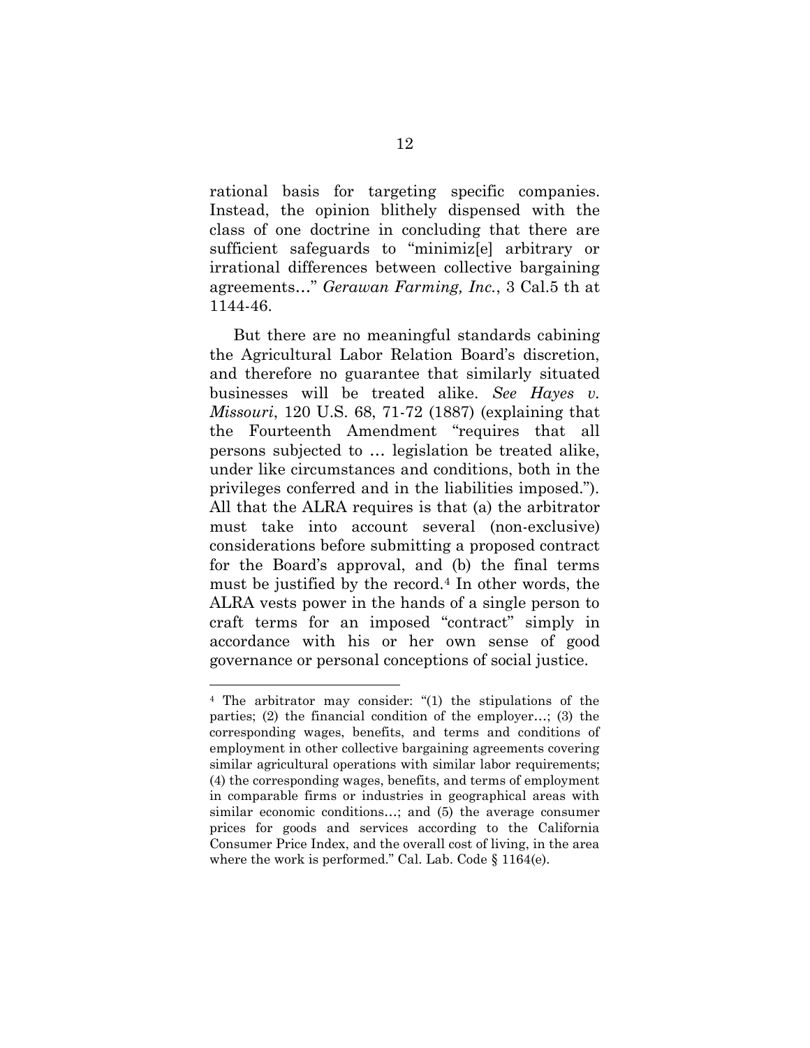rational basis for targeting specific companies. Instead, the opinion blithely dispensed with the class of one doctrine in concluding that there are sufficient safeguards to "minimiz[e] arbitrary or irrational differences between collective bargaining agreements…" *Gerawan Farming, Inc.*, 3 Cal.5 th at 1144-46.

But there are no meaningful standards cabining the Agricultural Labor Relation Board's discretion, and therefore no guarantee that similarly situated businesses will be treated alike. *See Hayes v. Missouri*, 120 U.S. 68, 71-72 (1887) (explaining that the Fourteenth Amendment "requires that all persons subjected to … legislation be treated alike, under like circumstances and conditions, both in the privileges conferred and in the liabilities imposed."). All that the ALRA requires is that (a) the arbitrator must take into account several (non-exclusive) considerations before submitting a proposed contract for the Board's approval, and (b) the final terms must be justified by the record.[4] In other words, the ALRA vests power in the hands of a single person to craft terms for an imposed "contract" simply in accordance with his or her own sense of good governance or personal conceptions of social justice.

---

[4] The arbitrator may consider: "(1) the stipulations of the parties; (2) the financial condition of the employer…; (3) the corresponding wages, benefits, and terms and conditions of employment in other collective bargaining agreements covering similar agricultural operations with similar labor requirements; (4) the corresponding wages, benefits, and terms of employment in comparable firms or industries in geographical areas with similar economic conditions…; and (5) the average consumer prices for goods and services according to the California Consumer Price Index, and the overall cost of living, in the area where the work is performed." Cal. Lab. Code § 1164(e).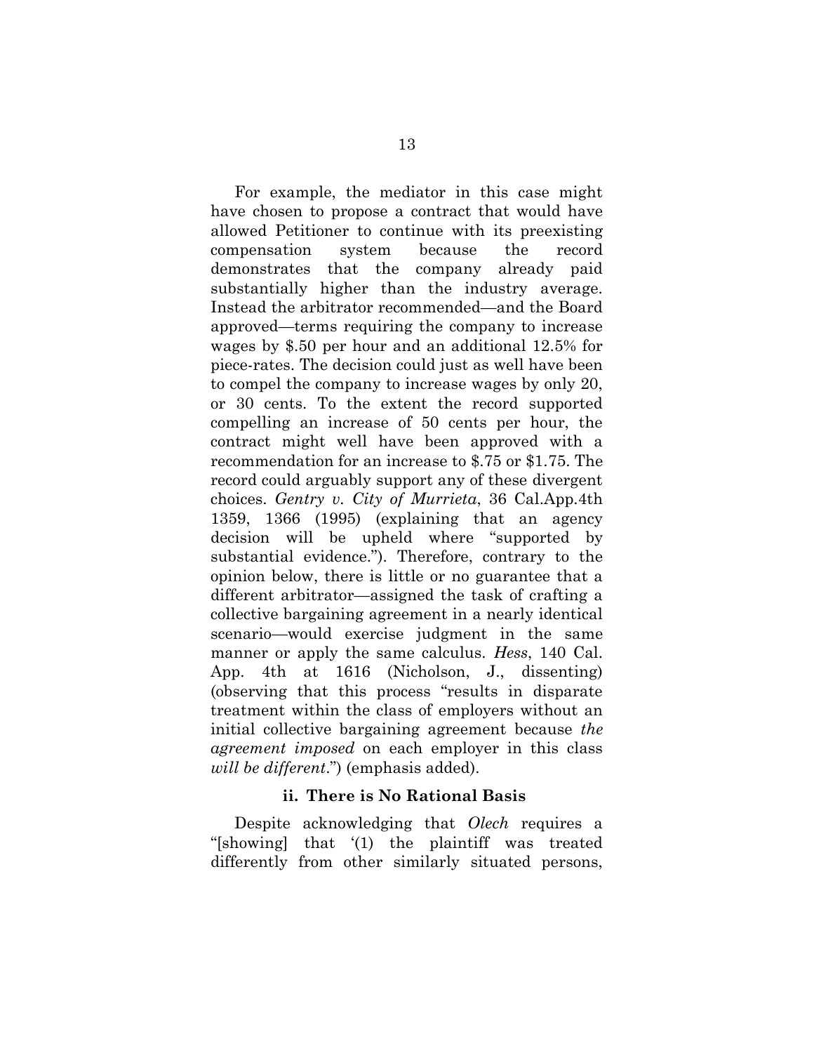For example, the mediator in this case might have chosen to propose a contract that would have allowed Petitioner to continue with its preexisting compensation system because the record demonstrates that the company already paid substantially higher than the industry average. Instead the arbitrator recommended—and the Board approved—terms requiring the company to increase wages by $.50 per hour and an additional 12.5% for piece-rates. The decision could just as well have been to compel the company to increase wages by only 20, or 30 cents. To the extent the record supported compelling an increase of 50 cents per hour, the contract might well have been approved with a recommendation for an increase to $.75 or $1.75. The record could arguably support any of these divergent choices. *Gentry v. City of Murrieta*, 36 Cal.App.4th 1359, 1366 (1995) (explaining that an agency decision will be upheld where "supported by substantial evidence."). Therefore, contrary to the opinion below, there is little or no guarantee that a different arbitrator—assigned the task of crafting a collective bargaining agreement in a nearly identical scenario—would exercise judgment in the same manner or apply the same calculus. *Hess*, 140 Cal. App. 4th at 1616 (Nicholson, J., dissenting) (observing that this process "results in disparate treatment within the class of employers without an initial collective bargaining agreement because *the agreement imposed* on each employer in this class *will be different*.") (emphasis added).

#### ii. There is No Rational Basis

Despite acknowledging that *Olech* requires a "[showing] that '(1) the plaintiff was treated differently from other similarly situated persons,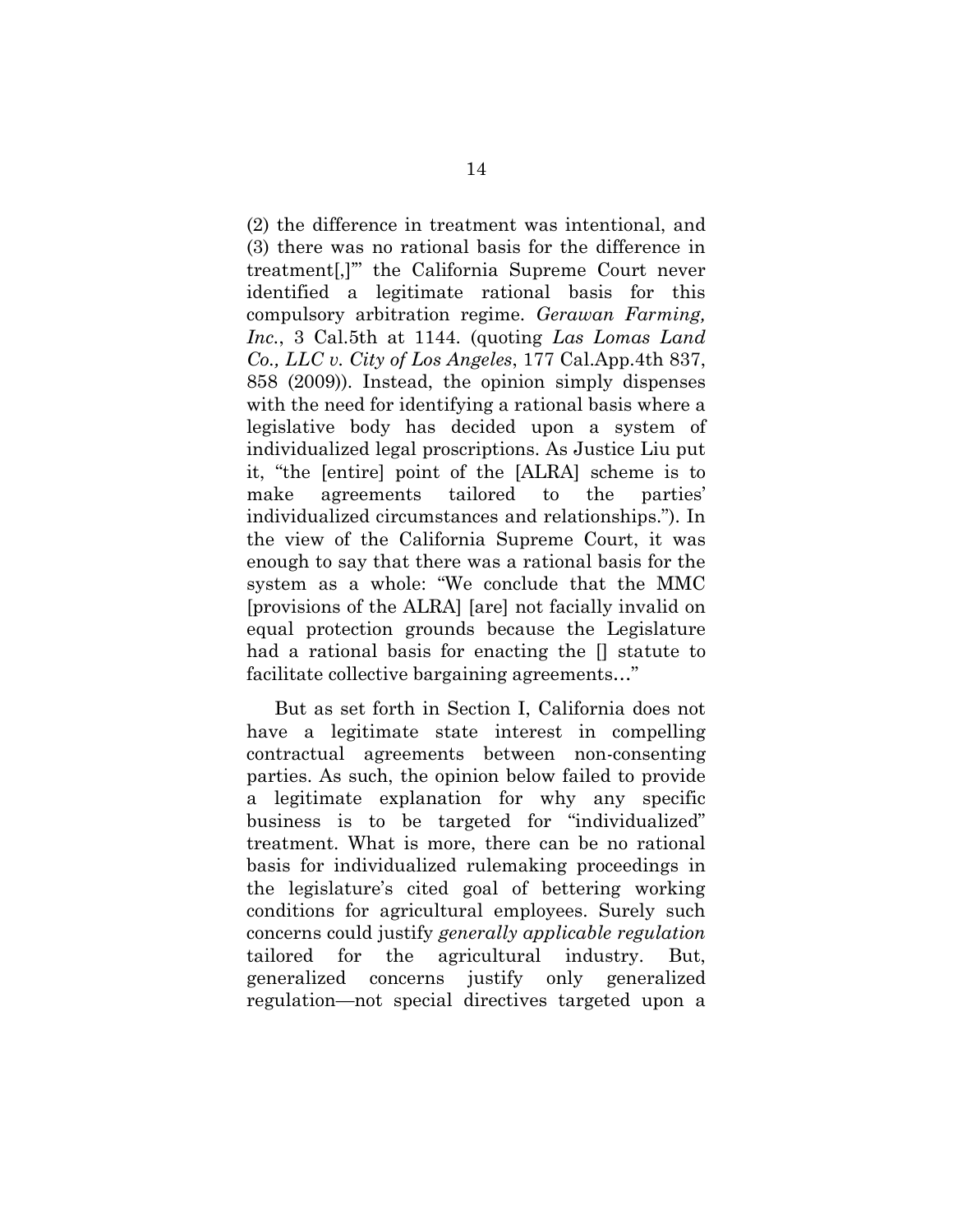(2) the difference in treatment was intentional, and (3) there was no rational basis for the difference in treatment[,]'" the California Supreme Court never identified a legitimate rational basis for this compulsory arbitration regime. *Gerawan Farming, Inc.*, 3 Cal.5th at 1144. (quoting *Las Lomas Land Co., LLC v. City of Los Angeles*, 177 Cal.App.4th 837, 858 (2009)). Instead, the opinion simply dispenses with the need for identifying a rational basis where a legislative body has decided upon a system of individualized legal proscriptions. As Justice Liu put it, "the [entire] point of the [ALRA] scheme is to make agreements tailored to the parties' individualized circumstances and relationships."). In the view of the California Supreme Court, it was enough to say that there was a rational basis for the system as a whole: "We conclude that the MMC [provisions of the ALRA] [are] not facially invalid on equal protection grounds because the Legislature had a rational basis for enacting the [] statute to facilitate collective bargaining agreements…"

But as set forth in Section I, California does not have a legitimate state interest in compelling contractual agreements between non-consenting parties. As such, the opinion below failed to provide a legitimate explanation for why any specific business is to be targeted for "individualized" treatment. What is more, there can be no rational basis for individualized rulemaking proceedings in the legislature's cited goal of bettering working conditions for agricultural employees. Surely such concerns could justify *generally applicable regulation* tailored for the agricultural industry. But, generalized concerns justify only generalized regulation—not special directives targeted upon a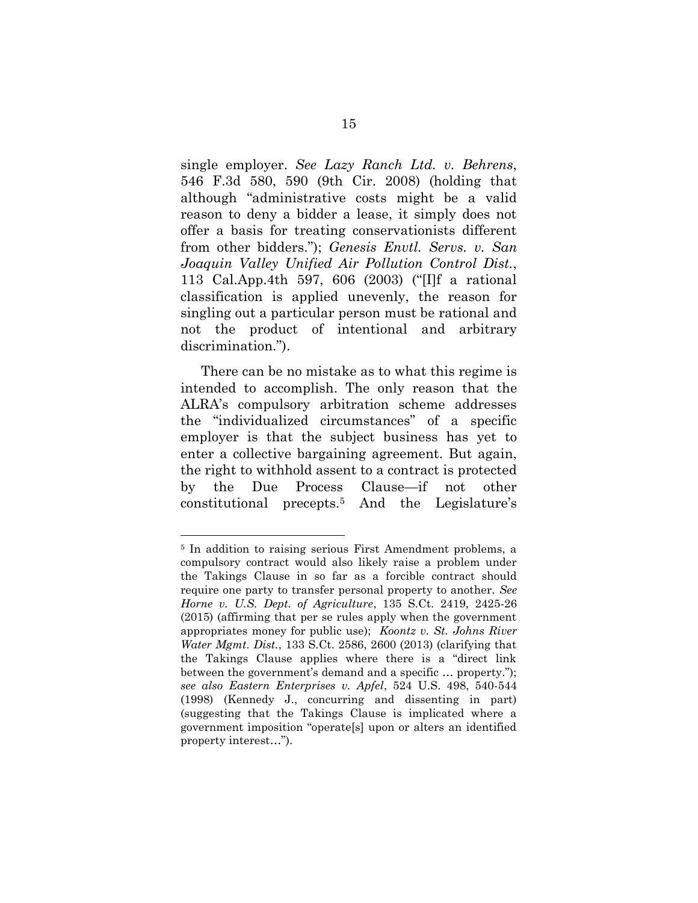single employer. *See Lazy Ranch Ltd. v. Behrens*, 546 F.3d 580, 590 (9th Cir. 2008) (holding that although "administrative costs might be a valid reason to deny a bidder a lease, it simply does not offer a basis for treating conservationists different from other bidders."); *Genesis Envtl. Servs. v. San Joaquin Valley Unified Air Pollution Control Dist.*, 113 Cal.App.4th 597, 606 (2003) ("[I]f a rational classification is applied unevenly, the reason for singling out a particular person must be rational and not the product of intentional and arbitrary discrimination.").

There can be no mistake as to what this regime is intended to accomplish. The only reason that the ALRA's compulsory arbitration scheme addresses the "individualized circumstances" of a specific employer is that the subject business has yet to enter a collective bargaining agreement. But again, the right to withhold assent to a contract is protected by the Due Process Clause—if not other constitutional precepts.[5] And the Legislature's

[5] In addition to raising serious First Amendment problems, a compulsory contract would also likely raise a problem under the Takings Clause in so far as a forcible contract should require one party to transfer personal property to another. *See Horne v. U.S. Dept. of Agriculture*, 135 S.Ct. 2419, 2425-26 (2015) (affirming that per se rules apply when the government appropriates money for public use); *Koontz v. St. Johns River Water Mgmt. Dist.*, 133 S.Ct. 2586, 2600 (2013) (clarifying that the Takings Clause applies where there is a "direct link between the government's demand and a specific … property."); *see also Eastern Enterprises v. Apfel*, 524 U.S. 498, 540-544 (1998) (Kennedy J., concurring and dissenting in part) (suggesting that the Takings Clause is implicated where a government imposition "operate[s] upon or alters an identified property interest…").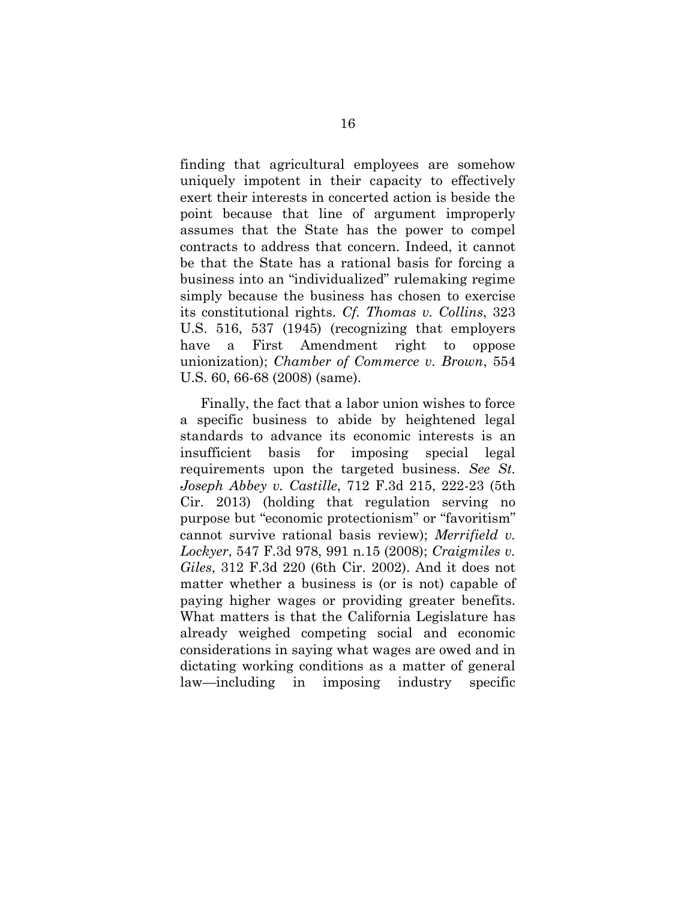finding that agricultural employees are somehow uniquely impotent in their capacity to effectively exert their interests in concerted action is beside the point because that line of argument improperly assumes that the State has the power to compel contracts to address that concern. Indeed, it cannot be that the State has a rational basis for forcing a business into an "individualized" rulemaking regime simply because the business has chosen to exercise its constitutional rights. *Cf. Thomas v. Collins*, 323 U.S. 516, 537 (1945) (recognizing that employers have a First Amendment right to oppose unionization); *Chamber of Commerce v. Brown*, 554 U.S. 60, 66-68 (2008) (same).

Finally, the fact that a labor union wishes to force a specific business to abide by heightened legal standards to advance its economic interests is an insufficient basis for imposing special legal requirements upon the targeted business. *See St. Joseph Abbey v. Castille*, 712 F.3d 215, 222-23 (5th Cir. 2013) (holding that regulation serving no purpose but "economic protectionism" or "favoritism" cannot survive rational basis review); *Merrifield v. Lockyer*, 547 F.3d 978, 991 n.15 (2008); *Craigmiles v. Giles*, 312 F.3d 220 (6th Cir. 2002). And it does not matter whether a business is (or is not) capable of paying higher wages or providing greater benefits. What matters is that the California Legislature has already weighed competing social and economic considerations in saying what wages are owed and in dictating working conditions as a matter of general law—including in imposing industry specific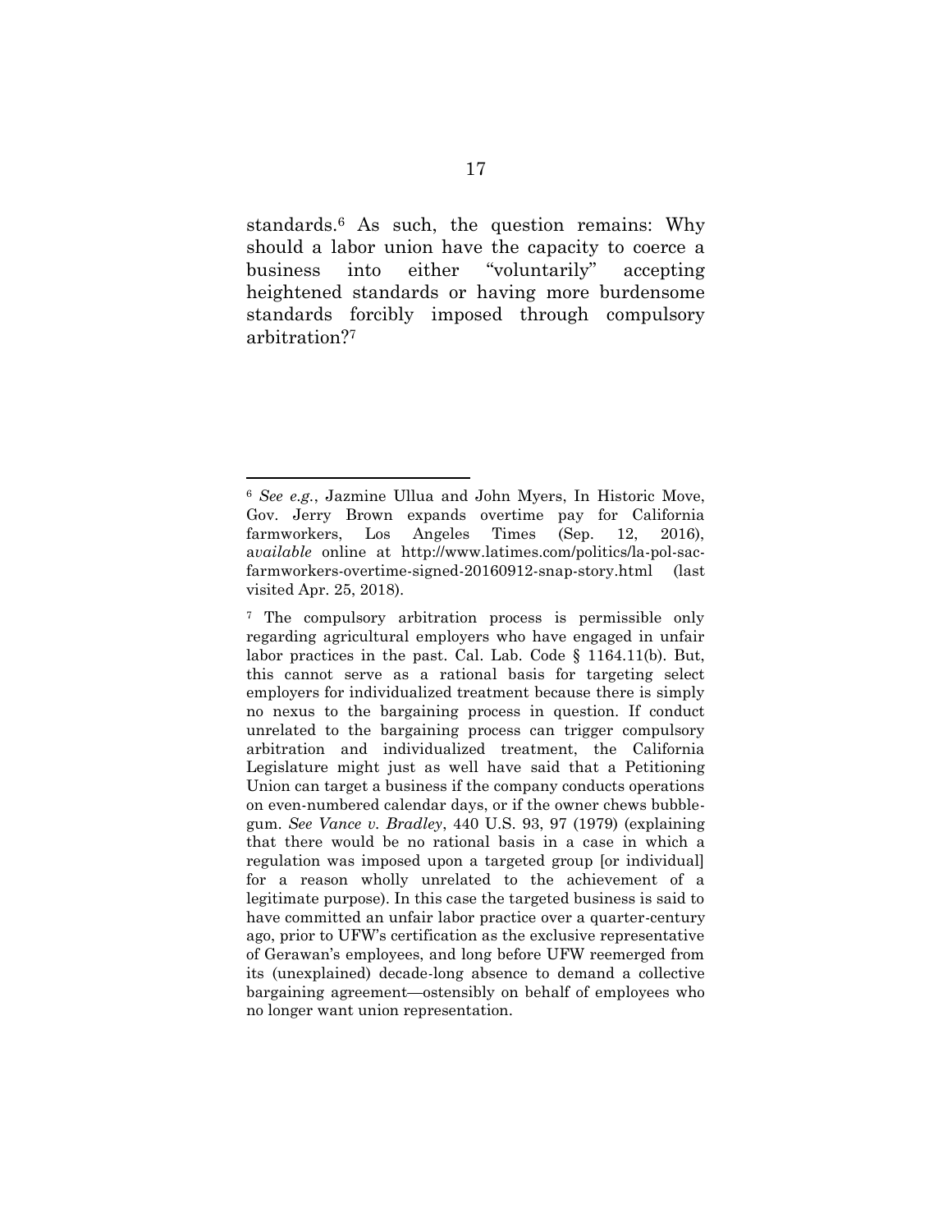standards.[6] As such, the question remains: Why should a labor union have the capacity to coerce a business into either "voluntarily" accepting heightened standards or having more burdensome standards forcibly imposed through compulsory arbitration?[7]

---

[6] *See e.g.*, Jazmine Ullua and John Myers, In Historic Move, Gov. Jerry Brown expands overtime pay for California farmworkers, Los Angeles Times (Sep. 12, 2016), a*vailable* online at http://www.latimes.com/politics/la-pol-sac-farmworkers-overtime-signed-20160912-snap-story.html (last visited Apr. 25, 2018).

[7] The compulsory arbitration process is permissible only regarding agricultural employers who have engaged in unfair labor practices in the past. Cal. Lab. Code § 1164.11(b). But, this cannot serve as a rational basis for targeting select employers for individualized treatment because there is simply no nexus to the bargaining process in question. If conduct unrelated to the bargaining process can trigger compulsory arbitration and individualized treatment, the California Legislature might just as well have said that a Petitioning Union can target a business if the company conducts operations on even-numbered calendar days, or if the owner chews bubble-gum. *See Vance v. Bradley*, 440 U.S. 93, 97 (1979) (explaining that there would be no rational basis in a case in which a regulation was imposed upon a targeted group [or individual] for a reason wholly unrelated to the achievement of a legitimate purpose). In this case the targeted business is said to have committed an unfair labor practice over a quarter-century ago, prior to UFW's certification as the exclusive representative of Gerawan's employees, and long before UFW reemerged from its (unexplained) decade-long absence to demand a collective bargaining agreement—ostensibly on behalf of employees who no longer want union representation.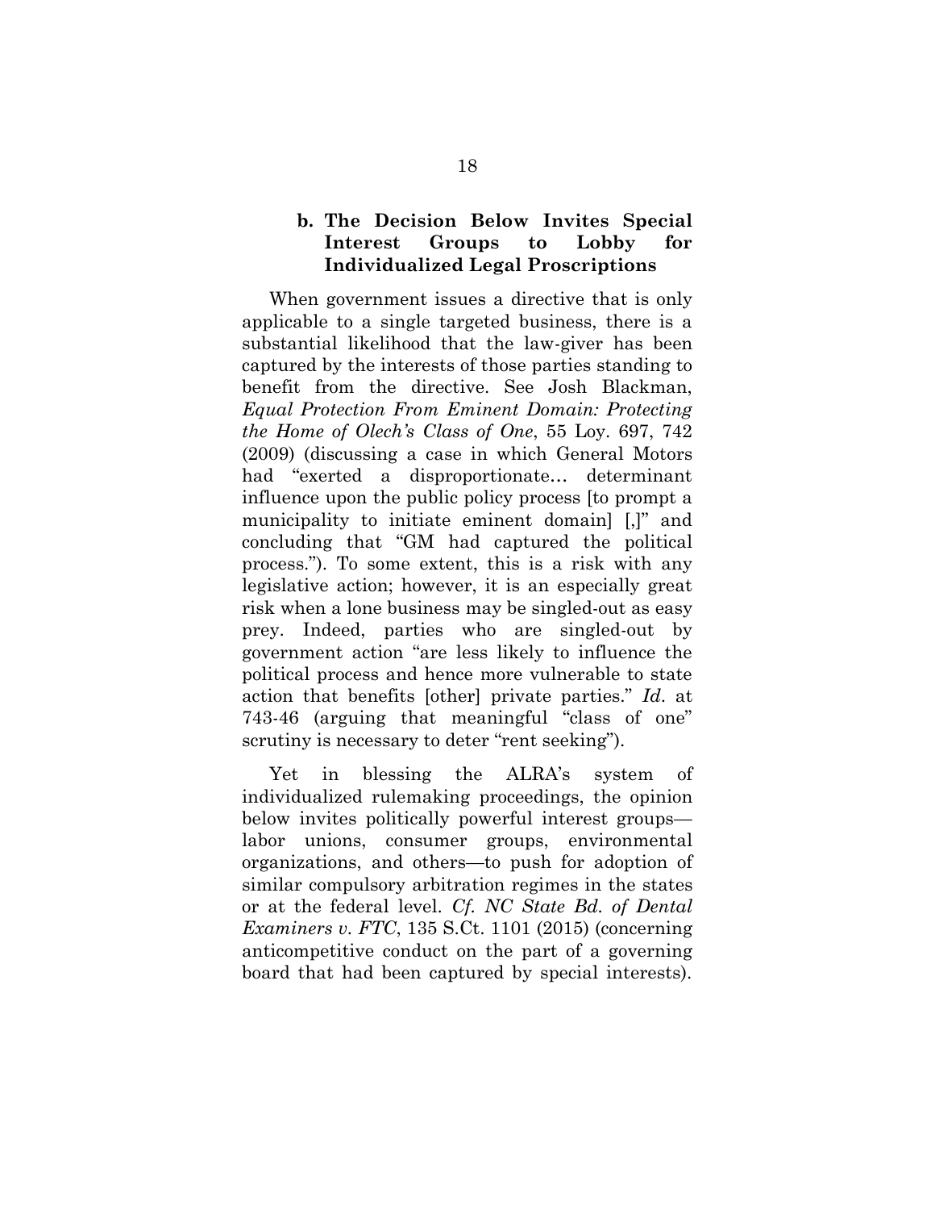### b. The Decision Below Invites Special Interest Groups to Lobby for Individualized Legal Proscriptions

When government issues a directive that is only applicable to a single targeted business, there is a substantial likelihood that the law-giver has been captured by the interests of those parties standing to benefit from the directive. See Josh Blackman, *Equal Protection From Eminent Domain: Protecting the Home of Olech's Class of One*, 55 Loy. 697, 742 (2009) (discussing a case in which General Motors had "exerted a disproportionate… determinant influence upon the public policy process [to prompt a municipality to initiate eminent domain] [,]" and concluding that "GM had captured the political process."). To some extent, this is a risk with any legislative action; however, it is an especially great risk when a lone business may be singled-out as easy prey. Indeed, parties who are singled-out by government action "are less likely to influence the political process and hence more vulnerable to state action that benefits [other] private parties." *Id.* at 743-46 (arguing that meaningful "class of one" scrutiny is necessary to deter "rent seeking").

Yet in blessing the ALRA's system of individualized rulemaking proceedings, the opinion below invites politically powerful interest groups—labor unions, consumer groups, environmental organizations, and others—to push for adoption of similar compulsory arbitration regimes in the states or at the federal level. *Cf. NC State Bd. of Dental Examiners v. FTC*, 135 S.Ct. 1101 (2015) (concerning anticompetitive conduct on the part of a governing board that had been captured by special interests).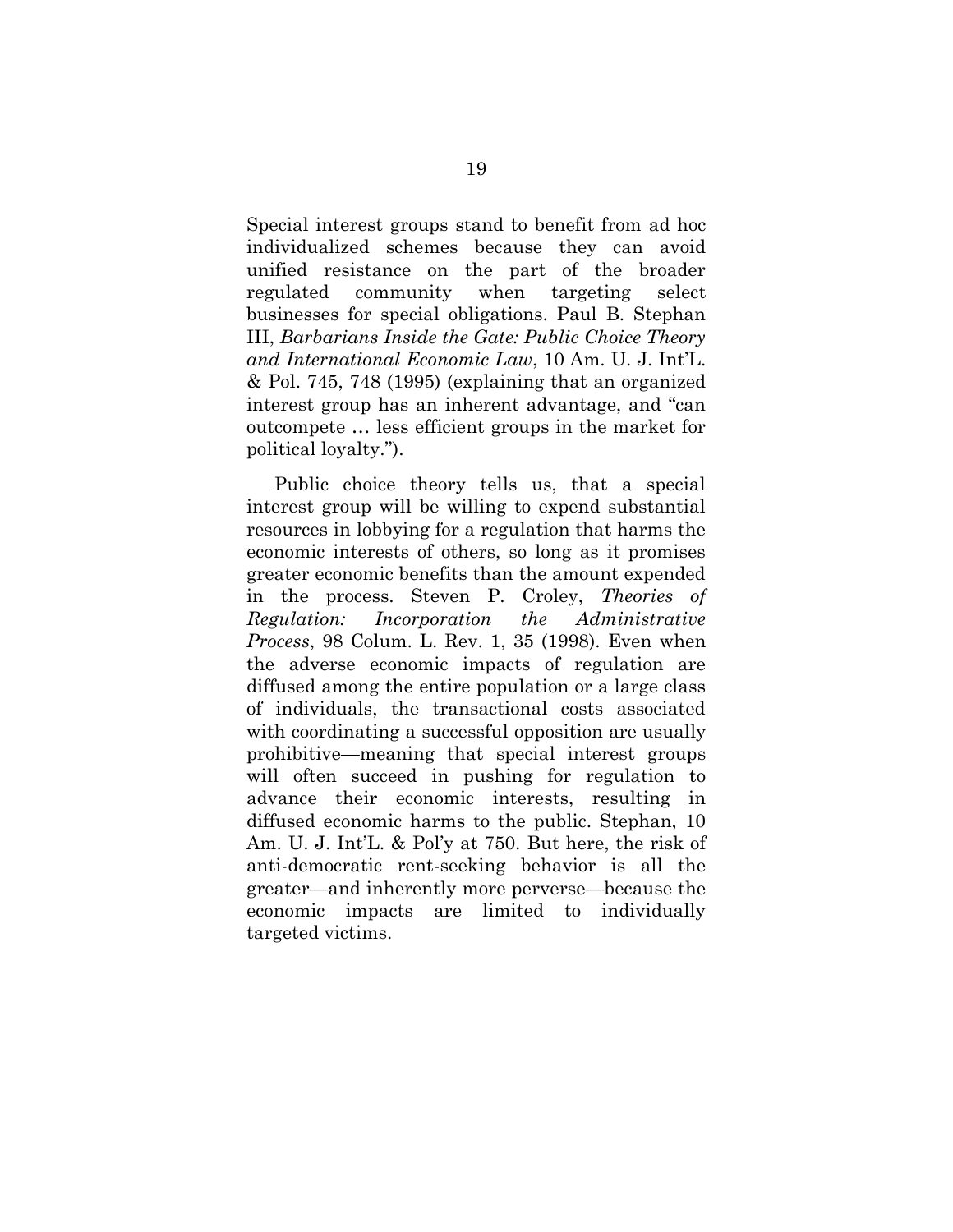Special interest groups stand to benefit from ad hoc individualized schemes because they can avoid unified resistance on the part of the broader regulated community when targeting select businesses for special obligations. Paul B. Stephan III, *Barbarians Inside the Gate: Public Choice Theory and International Economic Law*, 10 Am. U. J. Int'L. & Pol. 745, 748 (1995) (explaining that an organized interest group has an inherent advantage, and "can outcompete … less efficient groups in the market for political loyalty.").

Public choice theory tells us, that a special interest group will be willing to expend substantial resources in lobbying for a regulation that harms the economic interests of others, so long as it promises greater economic benefits than the amount expended in the process. Steven P. Croley, *Theories of Regulation: Incorporation the Administrative Process*, 98 Colum. L. Rev. 1, 35 (1998). Even when the adverse economic impacts of regulation are diffused among the entire population or a large class of individuals, the transactional costs associated with coordinating a successful opposition are usually prohibitive—meaning that special interest groups will often succeed in pushing for regulation to advance their economic interests, resulting in diffused economic harms to the public. Stephan, 10 Am. U. J. Int'L. & Pol'y at 750. But here, the risk of anti-democratic rent-seeking behavior is all the greater—and inherently more perverse—because the economic impacts are limited to individually targeted victims.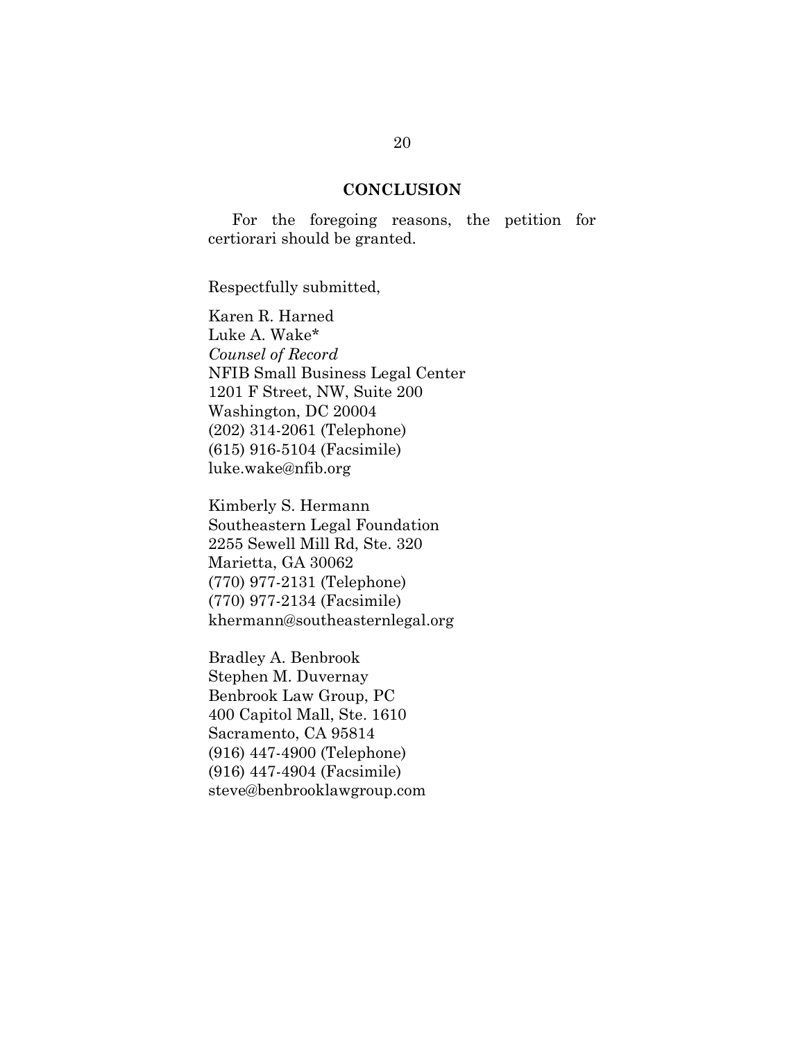## CONCLUSION

For the foregoing reasons, the petition for certiorari should be granted.

Respectfully submitted,

Karen R. Harned
Luke A. Wake*
*Counsel of Record*
NFIB Small Business Legal Center
1201 F Street, NW, Suite 200
Washington, DC 20004
(202) 314-2061 (Telephone)
(615) 916-5104 (Facsimile)
luke.wake@nfib.org

Kimberly S. Hermann
Southeastern Legal Foundation
2255 Sewell Mill Rd, Ste. 320
Marietta, GA 30062
(770) 977-2131 (Telephone)
(770) 977-2134 (Facsimile)
khermann@southeasternlegal.org

Bradley A. Benbrook
Stephen M. Duvernay
Benbrook Law Group, PC
400 Capitol Mall, Ste. 1610
Sacramento, CA 95814
(916) 447-4900 (Telephone)
(916) 447-4904 (Facsimile)
steve@benbrooklawgroup.com